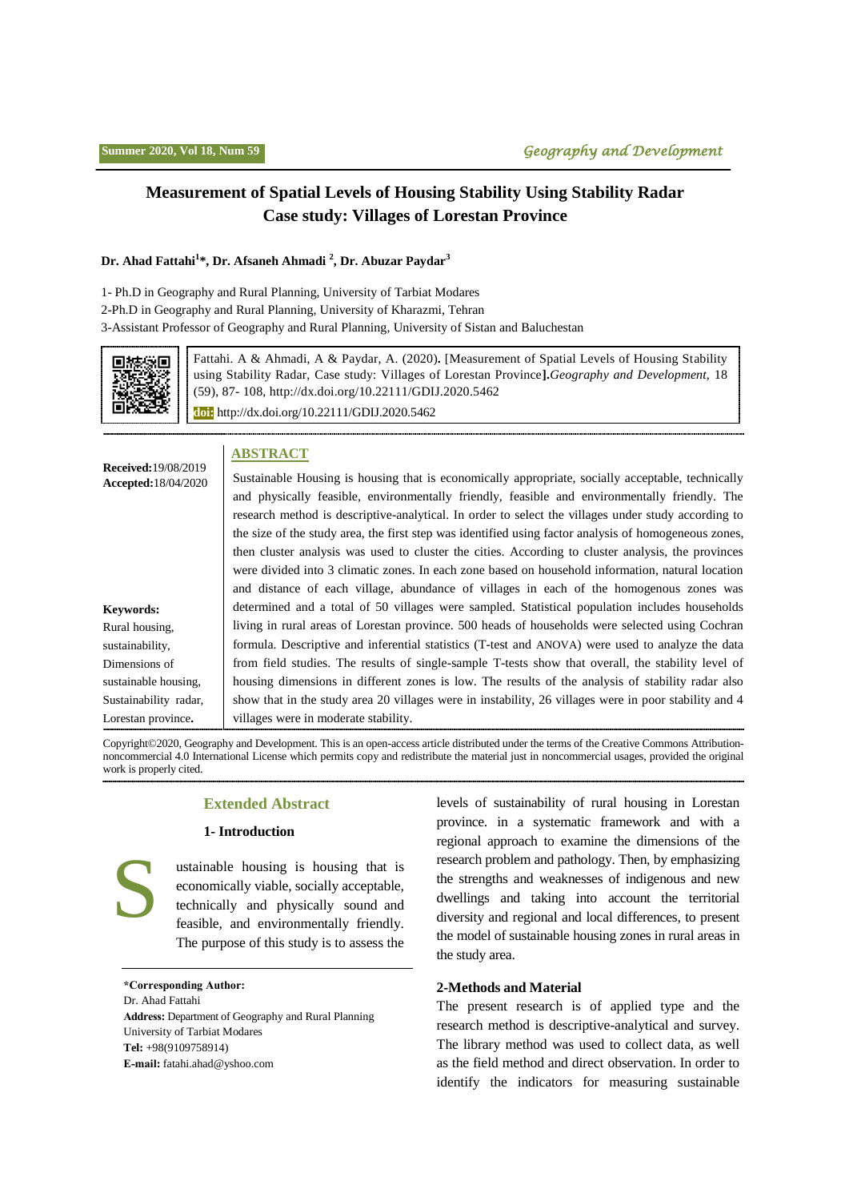# Measurement of Spatial Levels of Housing Stability Using Stability Radar Case study: Villages of Lorestan Province

**Dr. Ahad Fattahi[1]*, Dr. Afsaneh Ahmadi [2], Dr. Abuzar Paydar[3]**

1- Ph.D in Geography and Rural Planning, University of Tarbiat Modares

2-Ph.D in Geography and Rural Planning, University of Kharazmi, Tehran

3-Assistant Professor of Geography and Rural Planning, University of Sistan and Baluchestan

Fattahi. A & Ahmadi, A & Paydar, A. (2020). [Measurement of Spatial Levels of Housing Stability using Stability Radar, Case study: Villages of Lorestan Province]. *Geography and Development,* 18 (59), 87- 108, http://dx.doi.org/10.22111/GDIJ.2020.5462

**doi:** http://dx.doi.org/10.22111/GDIJ.2020.5462

**Received:** 19/08/2019
**Accepted:** 18/04/2020

**Keywords:**
Rural housing,
sustainability,
Dimensions of sustainable housing,
Sustainability radar,
Lorestan province.

## ABSTRACT

Sustainable Housing is housing that is economically appropriate, socially acceptable, technically and physically feasible, environmentally friendly, feasible and environmentally friendly. The research method is descriptive-analytical. In order to select the villages under study according to the size of the study area, the first step was identified using factor analysis of homogeneous zones, then cluster analysis was used to cluster the cities. According to cluster analysis, the provinces were divided into 3 climatic zones. In each zone based on household information, natural location and distance of each village, abundance of villages in each of the homogenous zones was determined and a total of 50 villages were sampled. Statistical population includes households living in rural areas of Lorestan province. 500 heads of households were selected using Cochran formula. Descriptive and inferential statistics (T-test and ANOVA) were used to analyze the data from field studies. The results of single-sample T-tests show that overall, the stability level of housing dimensions in different zones is low. The results of the analysis of stability radar also show that in the study area 20 villages were in instability, 26 villages were in poor stability and 4 villages were in moderate stability.

Copyright©2020, Geography and Development. This is an open-access article distributed under the terms of the Creative Commons Attribution-noncommercial 4.0 International License which permits copy and redistribute the material just in noncommercial usages, provided the original work is properly cited.

## Extended Abstract

### 1- Introduction

Sustainable housing is housing that is economically viable, socially acceptable, technically and physically sound and feasible, and environmentally friendly. The purpose of this study is to assess the levels of sustainability of rural housing in Lorestan province. in a systematic framework and with a regional approach to examine the dimensions of the research problem and pathology. Then, by emphasizing the strengths and weaknesses of indigenous and new dwellings and taking into account the territorial diversity and regional and local differences, to present the model of sustainable housing zones in rural areas in the study area.

### 2-Methods and Material

The present research is of applied type and the research method is descriptive-analytical and survey. The library method was used to collect data, as well as the field method and direct observation. In order to identify the indicators for measuring sustainable

**\*Corresponding Author:**
Dr. Ahad Fattahi
**Address:** Department of Geography and Rural Planning University of Tarbiat Modares
**Tel:** +98(9109758914)
**E-mail:** fatahi.ahad@yshoo.com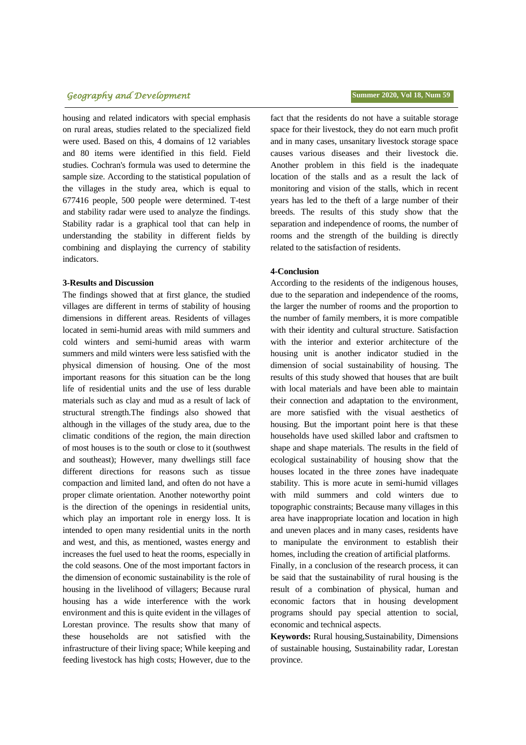housing and related indicators with special emphasis on rural areas, studies related to the specialized field were used. Based on this, 4 domains of 12 variables and 80 items were identified in this field. Field studies. Cochran's formula was used to determine the sample size. According to the statistical population of the villages in the study area, which is equal to 677416 people, 500 people were determined. T-test and stability radar were used to analyze the findings. Stability radar is a graphical tool that can help in understanding the stability in different fields by combining and displaying the currency of stability indicators.

**3-Results and Discussion**

The findings showed that at first glance, the studied villages are different in terms of stability of housing dimensions in different areas. Residents of villages located in semi-humid areas with mild summers and cold winters and semi-humid areas with warm summers and mild winters were less satisfied with the physical dimension of housing. One of the most important reasons for this situation can be the long life of residential units and the use of less durable materials such as clay and mud as a result of lack of structural strength.The findings also showed that although in the villages of the study area, due to the climatic conditions of the region, the main direction of most houses is to the south or close to it (southwest and southeast); However, many dwellings still face different directions for reasons such as tissue compaction and limited land, and often do not have a proper climate orientation. Another noteworthy point is the direction of the openings in residential units, which play an important role in energy loss. It is intended to open many residential units in the north and west, and this, as mentioned, wastes energy and increases the fuel used to heat the rooms, especially in the cold seasons. One of the most important factors in the dimension of economic sustainability is the role of housing in the livelihood of villagers; Because rural housing has a wide interference with the work environment and this is quite evident in the villages of Lorestan province. The results show that many of these households are not satisfied with the infrastructure of their living space; While keeping and feeding livestock has high costs; However, due to the fact that the residents do not have a suitable storage space for their livestock, they do not earn much profit and in many cases, unsanitary livestock storage space causes various diseases and their livestock die. Another problem in this field is the inadequate location of the stalls and as a result the lack of monitoring and vision of the stalls, which in recent years has led to the theft of a large number of their breeds. The results of this study show that the separation and independence of rooms, the number of rooms and the strength of the building is directly related to the satisfaction of residents.

**4-Conclusion**

According to the residents of the indigenous houses, due to the separation and independence of the rooms, the larger the number of rooms and the proportion to the number of family members, it is more compatible with their identity and cultural structure. Satisfaction with the interior and exterior architecture of the housing unit is another indicator studied in the dimension of social sustainability of housing. The results of this study showed that houses that are built with local materials and have been able to maintain their connection and adaptation to the environment, are more satisfied with the visual aesthetics of housing. But the important point here is that these households have used skilled labor and craftsmen to shape and shape materials. The results in the field of ecological sustainability of housing show that the houses located in the three zones have inadequate stability. This is more acute in semi-humid villages with mild summers and cold winters due to topographic constraints; Because many villages in this area have inappropriate location and location in high and uneven places and in many cases, residents have to manipulate the environment to establish their homes, including the creation of artificial platforms.

Finally, in a conclusion of the research process, it can be said that the sustainability of rural housing is the result of a combination of physical, human and economic factors that in housing development programs should pay special attention to social, economic and technical aspects.

**Keywords:** Rural housing,Sustainability, Dimensions of sustainable housing, Sustainability radar, Lorestan province.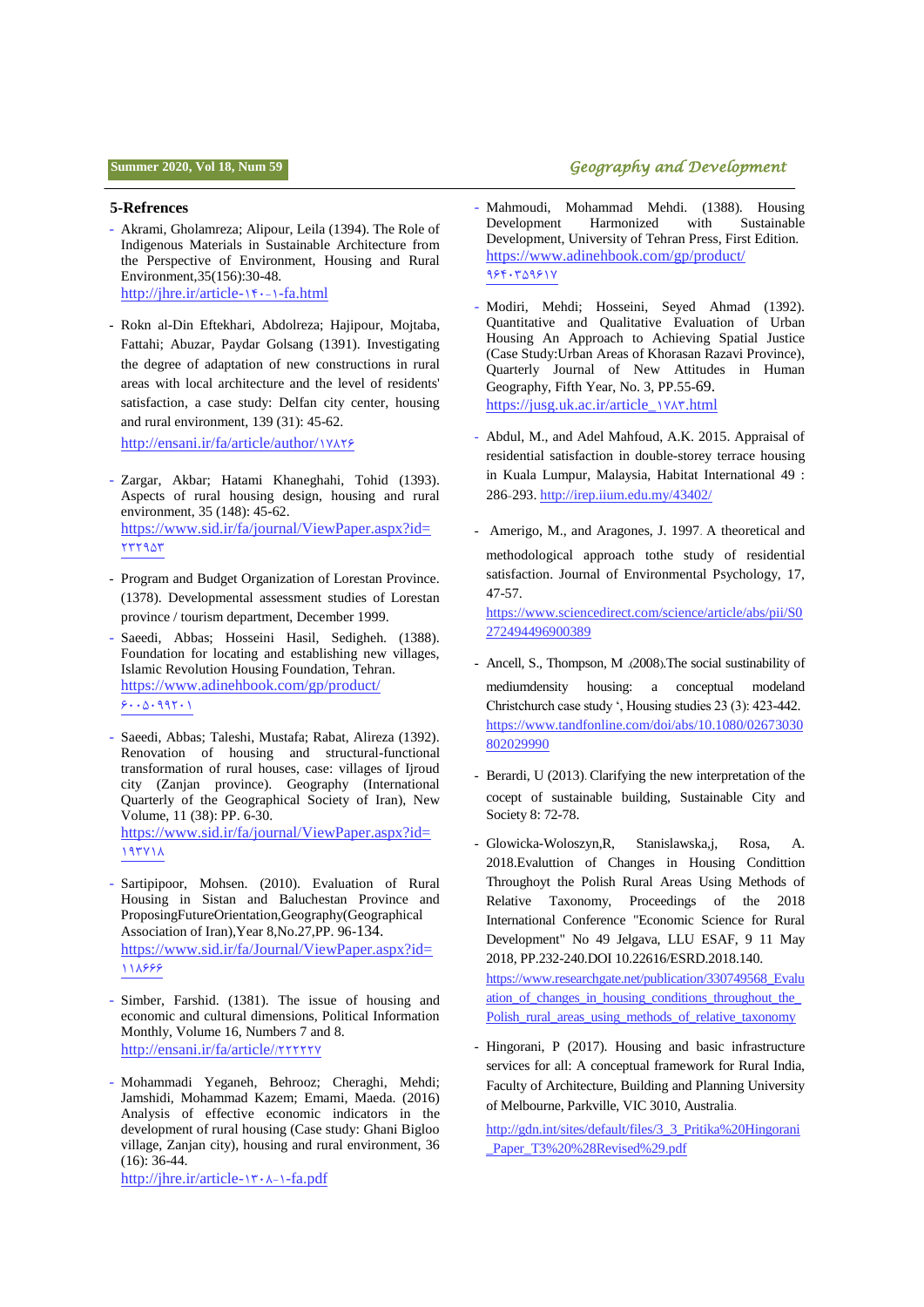## 5-Refrences

- Akrami, Gholamreza; Alipour, Leila (1394). The Role of Indigenous Materials in Sustainable Architecture from the Perspective of Environment, Housing and Rural Environment,35(156):30-48. http://jhre.ir/article-۱۴۰-۱-fa.html

- Rokn al-Din Eftekhari, Abdolreza; Hajipour, Mojtaba, Fattahi; Abuzar, Paydar Golsang (1391). Investigating the degree of adaptation of new constructions in rural areas with local architecture and the level of residents' satisfaction, a case study: Delfan city center, housing and rural environment, 139 (31): 45-62.
  http://ensani.ir/fa/article/author/۱۷۸۲۶

- Zargar, Akbar; Hatami Khaneghahi, Tohid (1393). Aspects of rural housing design, housing and rural environment, 35 (148): 45-62. https://www.sid.ir/fa/journal/ViewPaper.aspx?id=۲۳۲۹۵۳

- Program and Budget Organization of Lorestan Province. (1378). Developmental assessment studies of Lorestan province / tourism department, December 1999.

- Saeedi, Abbas; Hosseini Hasil, Sedigheh. (1388). Foundation for locating and establishing new villages, Islamic Revolution Housing Foundation, Tehran. https://www.adinehbook.com/gp/product/۶۰۰۵۰۹۹۲۰۱

- Saeedi, Abbas; Taleshi, Mustafa; Rabat, Alireza (1392). Renovation of housing and structural-functional transformation of rural houses, case: villages of Ijroud city (Zanjan province). Geography (International Quarterly of the Geographical Society of Iran), New Volume, 11 (38): PP. 6-30. https://www.sid.ir/fa/journal/ViewPaper.aspx?id=۱۹۳۷۱۸

- Sartipipoor, Mohsen. (2010). Evaluation of Rural Housing in Sistan and Baluchestan Province and ProposingFutureOrientation,Geography(Geographical Association of Iran),Year 8,No.27,PP. 96-134. https://www.sid.ir/fa/Journal/ViewPaper.aspx?id=۱۱۸۶۶۶

- Simber, Farshid. (1381). The issue of housing and economic and cultural dimensions, Political Information Monthly, Volume 16, Numbers 7 and 8. http://ensani.ir/fa/article//۲۲۲۲۲۷

- Mohammadi Yeganeh, Behrooz; Cheraghi, Mehdi; Jamshidi, Mohammad Kazem; Emami, Maeda. (2016) Analysis of effective economic indicators in the development of rural housing (Case study: Ghani Bigloo village, Zanjan city), housing and rural environment, 36 (16): 36-44. http://jhre.ir/article-۱۳۰۸-۱-fa.pdf

- Mahmoudi, Mohammad Mehdi. (1388). Housing Development Harmonized with Sustainable Development, University of Tehran Press, First Edition. https://www.adinehbook.com/gp/product/۹۶۴۰۳۵۹۶۱۷

- Modiri, Mehdi; Hosseini, Seyed Ahmad (1392). Quantitative and Qualitative Evaluation of Urban Housing An Approach to Achieving Spatial Justice (Case Study:Urban Areas of Khorasan Razavi Province), Quarterly Journal of New Attitudes in Human Geography, Fifth Year, No. 3, PP.55-69. https://jusg.uk.ac.ir/article_۱۷۸۳.html

- Abdul, M., and Adel Mahfoud, A.K. 2015. Appraisal of residential satisfaction in double-storey terrace housing in Kuala Lumpur, Malaysia, Habitat International 49 : 286-293. http://irep.iium.edu.my/43402/

- Amerigo, M., and Aragones, J. 1997. A theoretical and methodological approach tothe study of residential satisfaction. Journal of Environmental Psychology, 17, 47-57.
  https://www.sciencedirect.com/science/article/abs/pii/S0272494496900389

- Ancell, S., Thompson, M .(2008).The social sustainability of mediumdensity housing: a conceptual modeland Christchurch case study ', Housing studies 23 (3): 423-442. https://www.tandfonline.com/doi/abs/10.1080/02673030802029990

- Berardi, U (2013). Clarifying the new interpretation of the cocept of sustainable building, Sustainable City and Society 8: 72-78.

- Glowicka-Woloszyn,R, Stanislawska,j, Rosa, A. 2018.Evaluttion of Changes in Housing Condittion Throughoyt the Polish Rural Areas Using Methods of Relative Taxonomy, Proceedings of the 2018 International Conference "Economic Science for Rural Development" No 49 Jelgava, LLU ESAF, 9 11 May 2018, PP.232-240.DOI 10.22616/ESRD.2018.140. https://www.researchgate.net/publication/330749568_Evaluation_of_changes_in_housing_conditions_throughout_the_Polish_rural_areas_using_methods_of_relative_taxonomy

- Hingorani, P (2017). Housing and basic infrastructure services for all: A conceptual framework for Rural India, Faculty of Architecture, Building and Planning University of Melbourne, Parkville, VIC 3010, Australia.
  http://gdn.int/sites/default/files/3_3_Pritika%20Hingorani_Paper_T3%20%28Revised%29.pdf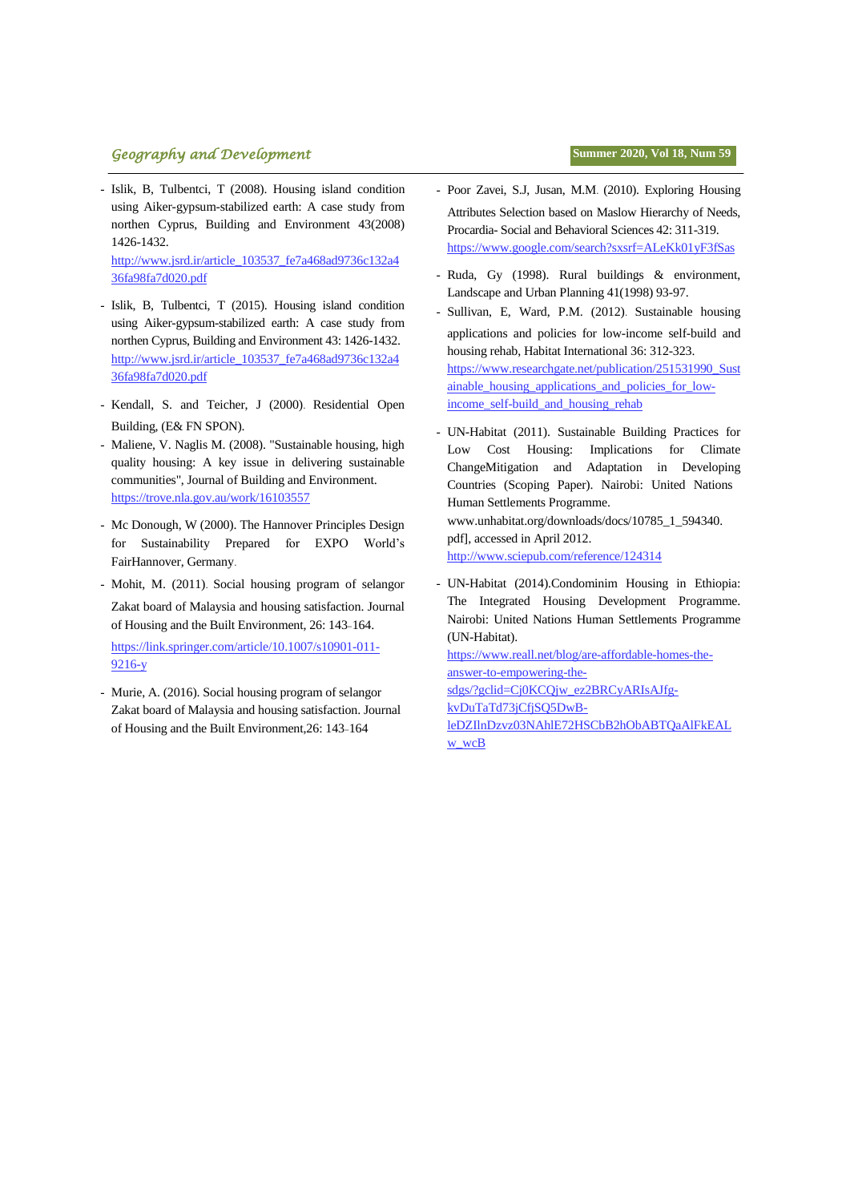- Islik, B, Tulbentci, T (2008). Housing island condition using Aiker-gypsum-stabilized earth: A case study from northen Cyprus, Building and Environment 43(2008) 1426-1432. http://www.jsrd.ir/article_103537_fe7a468ad9736c132a436fa98fa7d020.pdf
- Islik, B, Tulbentci, T (2015). Housing island condition using Aiker-gypsum-stabilized earth: A case study from northen Cyprus, Building and Environment 43: 1426-1432. http://www.jsrd.ir/article_103537_fe7a468ad9736c132a436fa98fa7d020.pdf
- Kendall, S. and Teicher, J (2000). Residential Open Building, (E& FN SPON).
- Maliene, V. Naglis M. (2008). "Sustainable housing, high quality housing: A key issue in delivering sustainable communities", Journal of Building and Environment. https://trove.nla.gov.au/work/16103557
- Mc Donough, W (2000). The Hannover Principles Design for Sustainability Prepared for EXPO World's FairHannover, Germany.
- Mohit, M. (2011). Social housing program of selangor Zakat board of Malaysia and housing satisfaction. Journal of Housing and the Built Environment, 26: 143-164. https://link.springer.com/article/10.1007/s10901-011-9216-y
- Murie, A. (2016). Social housing program of selangor Zakat board of Malaysia and housing satisfaction. Journal of Housing and the Built Environment,26: 143-164
- Poor Zavei, S.J, Jusan, M.M. (2010). Exploring Housing Attributes Selection based on Maslow Hierarchy of Needs, Procardia- Social and Behavioral Sciences 42: 311-319. https://www.google.com/search?sxsrf=ALeKk01yF3fSas
- Ruda, Gy (1998). Rural buildings & environment, Landscape and Urban Planning 41(1998) 93-97.
- Sullivan, E, Ward, P.M. (2012). Sustainable housing applications and policies for low-income self-build and housing rehab, Habitat International 36: 312-323. https://www.researchgate.net/publication/251531990_Sustainable_housing_applications_and_policies_for_low-income_self-build_and_housing_rehab
- UN-Habitat (2011). Sustainable Building Practices for Low Cost Housing: Implications for Climate ChangeMitigation and Adaptation in Developing Countries (Scoping Paper). Nairobi: United Nations Human Settlements Programme. www.unhabitat.org/downloads/docs/10785_1_594340.pdf], accessed in April 2012. http://www.sciepub.com/reference/124314
- UN-Habitat (2014).Condominim Housing in Ethiopia: The Integrated Housing Development Programme. Nairobi: United Nations Human Settlements Programme (UN-Habitat). https://www.reall.net/blog/are-affordable-homes-the-answer-to-empowering-the-sdgs/?gclid=Cj0KCQjw_ez2BRCyARIsAJfg-kvDuTaTd73jCfjSQ5DwB-leDZIlnDzvz03NAhlE72HSCbB2hObABTQaAlFkEALw_wcB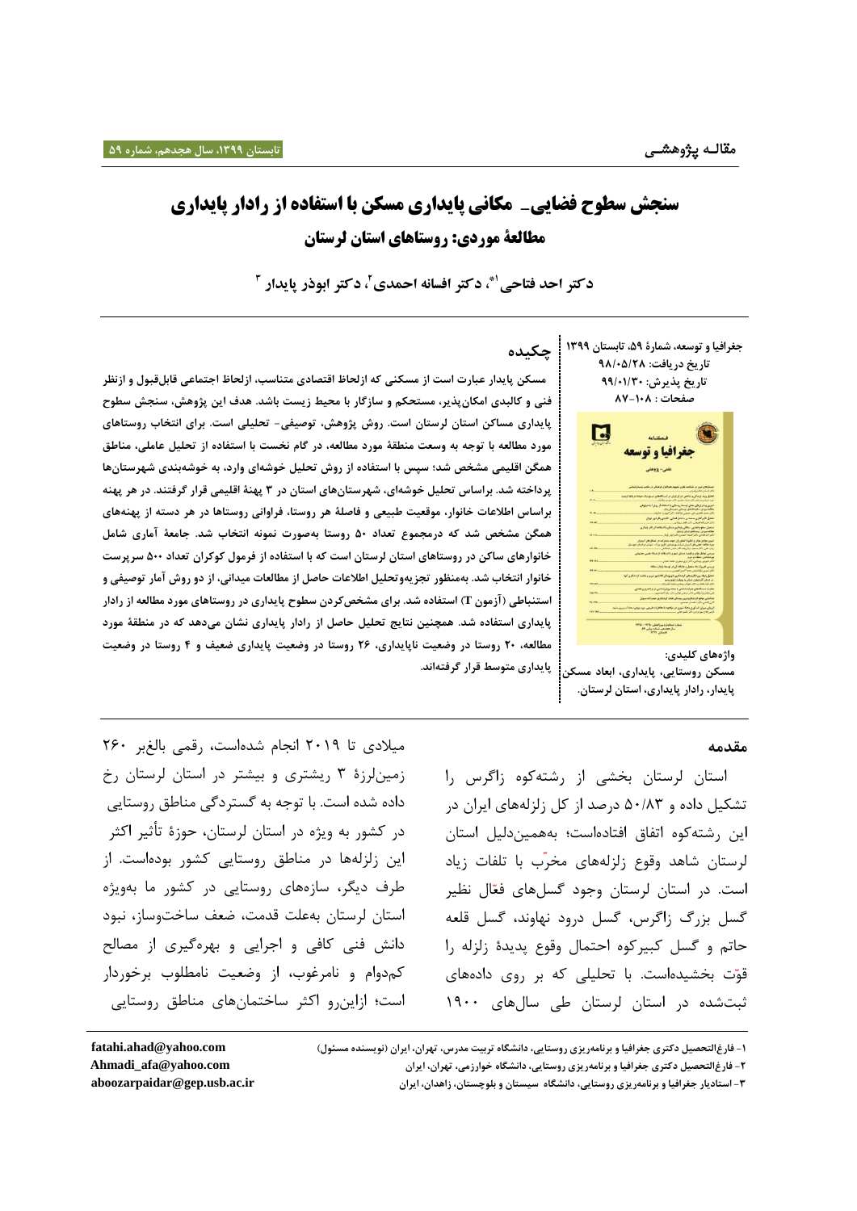مقالـه پژوهشـی

# سنجش سطوح فضایی- مکانی پایداری مسکن با استفاده از رادار پایداری
## مطالعهٔ موردی: روستاهای استان لرستان

**دکتر احد فتاحی[1]*، دکتر افسانه احمدی[2]، دکتر ابوذر پایدار [3]**

جغرافیا و توسعه، شمارهٔ ۵۹، تابستان ۱۳۹۹
تاریخ دریافت: ۹۸/۰۵/۲۸
تاریخ پذیرش: ۹۹/۰۱/۳۰
صفحات: ۱۰۸-۸۷

## چکیده

مسکن پایدار عبارت است از مسکنی که ازلحاظ اقتصادی متناسب، ازلحاظ اجتماعی قابل‌قبول و ازنظر فنی و کالبدی امکان‌پذیر، مستحکم و سازگار با محیط زیست باشد. هدف این پژوهش، سنجش سطوح پایداری مساکن استان لرستان است. روش پژوهش، توصیفی- تحلیلی است. برای انتخاب روستاهای مورد مطالعه با توجه به وسعت منطقهٔ مورد مطالعه، در گام نخست با استفاده از تحلیل عاملی، مناطق همگن اقلیمی مشخص شد؛ سپس با استفاده از روش تحلیل خوشه‌ای وارد، به خوشه‌بندی شهرستان‌ها پرداخته شد. براساس تحلیل خوشه‌ای، شهرستان‌های استان در ۳ پهنهٔ اقلیمی قرار گرفتند. در هر پهنه براساس اطلاعات خانوار، موقعیت طبیعی و فاصلهٔ هر روستا، فراوانی روستاها در هر دسته از پهنه‌های همگن مشخص شد که درمجموع تعداد ۵۰ روستا به‌صورت نمونه انتخاب شد. جامعهٔ آماری شامل خانوارهای ساکن در روستاهای استان لرستان است که با استفاده از فرمول کوکران تعداد ۵۰۰ سرپرست خانوار انتخاب شد. به‌منظور تجزیه‌وتحلیل اطلاعات حاصل از مطالعات میدانی، از دو روش آمار توصیفی و استنباطی (آزمون T) استفاده شد. برای مشخص‌کردن سطوح پایداری در روستاهای مورد مطالعه از رادار پایداری استفاده شد. همچنین نتایج تحلیل حاصل از رادار پایداری نشان می‌دهد که در منطقهٔ مورد مطالعه، ۲۰ روستا در وضعیت ناپایداری، ۲۶ روستا در وضعیت پایداری ضعیف و ۴ روستا در وضعیت پایداری متوسط قرار گرفته‌اند.

**واژه‌های کلیدی:**
مسکن روستایی، پایداری، ابعاد مسکن پایدار، رادار پایداری، استان لرستان.

## مقدمه

استان لرستان بخشی از رشته‌کوه زاگرس را تشکیل داده و ۵۰/۸۳ درصد از کل زلزله‌های ایران در این رشته‌کوه اتفاق افتاده‌است؛ به‌همین‌دلیل استان لرستان شاهد وقوع زلزله‌های مخرّب با تلفات زیاد است. در استان لرستان وجود گسل‌های فعّال نظیر گسل بزرگ زاگرس، گسل درود نهاوند، گسل قلعه حاتم و گسل کبیرکوه احتمال وقوع پدیدهٔ زلزله را قوّت بخشیده‌است. با تحلیلی که بر روی داده‌های ثبت‌شده در استان لرستان طی سال‌های ۱۹۰۰ میلادی تا ۲۰۱۹ انجام شده‌است، رقمی بالغبر ۲۶۰ زمین‌لرزهٔ ۳ ریشتری و بیشتر در استان لرستان رخ داده شده است. با توجه به گستردگی مناطق روستایی در کشور به ویژه در استان لرستان، حوزهٔ تأثیر اکثر این زلزله‌ها در مناطق روستایی کشور بوده‌است. از طرف دیگر، سازه‌های روستایی در کشور ما به‌ویژه استان لرستان به‌علت قدمت، ضعف ساخت‌وساز، نبود دانش فنی کافی و اجرایی و بهره‌گیری از مصالح کم‌دوام و نامرغوب، از وضعیت نامطلوب برخوردار است؛ ازاین‌رو اکثر ساختمان‌های مناطق روستایی

---

۱- فارغ‌التحصیل دکتری جغرافیا و برنامه‌ریزی روستایی، دانشگاه تربیت مدرس، تهران، ایران (نویسنده مسئول) fatahi.ahad@yahoo.com

۲- فارغ‌التحصیل دکتری جغرافیا و برنامه‌ریزی روستایی، دانشگاه خوارزمی، تهران، ایران Ahmadi_afa@yahoo.com

۳- استادیار جغرافیا و برنامه‌ریزی روستایی، دانشگاه سیستان و بلوچستان، زاهدان، ایران aboozarpaidar@gep.usb.ac.ir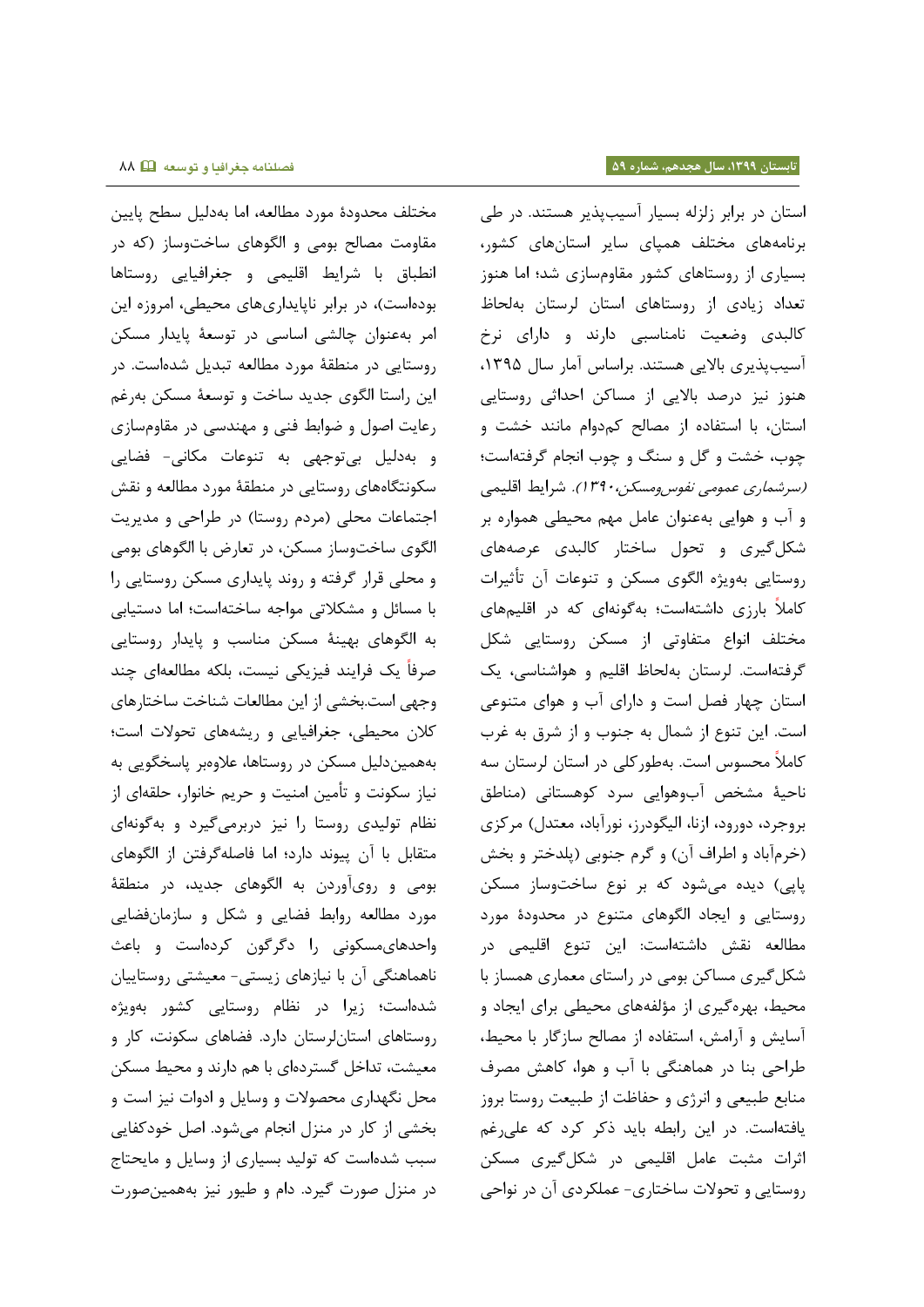استان در برابر زلزله بسیار آسیب‌پذیر هستند. در طی برنامه‌های مختلف همپای سایر استان‌های کشور، بسیاری از روستاهای کشور مقاوم‌سازی شد؛ اما هنوز تعداد زیادی از روستاهای استان لرستان به‌لحاظ کالبدی وضعیت نامناسبی دارند و دارای نرخ آسیب‌پذیری بالایی هستند. براساس آمار سال ۱۳۹۵، هنوز نیز درصد بالایی از مساکن احداثی روستایی استان، با استفاده از مصالح کم‌دوام مانند خشت و چوب، خشت و گل و سنگ و چوب انجام گرفته‌است؛ *(سرشماری عمومی نفوس‌ومسکن،۱۳۹۰)*. شرایط اقلیمی و آب و هوایی به‌عنوان عامل مهم محیطی همواره بر شکل‌گیری و تحول ساختار کالبدی عرصه‌های روستایی به‌ویژه الگوی مسکن و تنوعات آن تأثیرات کاملاً بارزی داشته‌است؛ به‌گونه‌ای که در اقلیم‌های مختلف انواع متفاوتی از مسکن روستایی شکل گرفته‌است. لرستان به‌لحاظ اقلیم و هواشناسی، یک استان چهار فصل است و دارای آب و هوای متنوعی است. این تنوع از شمال به جنوب و از شرق به غرب کاملاً محسوس است. به‌طورکلی در استان لرستان سه ناحیهٔ مشخص آب‌وهوایی سرد کوهستانی (مناطق بروجرد، دورود، ازنا، الیگودرز، نورآباد، معتدل) مرکزی (خرم‌آباد و اطراف آن) و گرم جنوبی (پلدختر و بخش پاپی) دیده می‌شود که بر نوع ساخت‌وساز مسکن روستایی و ایجاد الگوهای متنوع در محدودهٔ مورد مطالعه نقش داشته‌است: این تنوع اقلیمی در شکل‌گیری مساکن بومی در راستای معماری همساز با محیط، بهره‌گیری از مؤلفه‌های محیطی برای ایجاد و آسایش و آرامش، استفاده از مصالح سازگار با محیط، طراحی بنا در هماهنگی با آب و هوا، کاهش مصرف منابع طبیعی و انرژی و حفاظت از طبیعت روستا بروز یافته‌است. در این رابطه باید ذکر کرد که علی‌رغم اثرات مثبت عامل اقلیمی در شکل‌گیری مسکن روستایی و تحولات ساختاری- عملکردی آن در نواحی مختلف محدودهٔ مورد مطالعه، اما به‌دلیل سطح پایین مقاومت مصالح بومی و الگوهای ساخت‌وساز (که در انطباق با شرایط اقلیمی و جغرافیایی روستاها بوده‌است)، در برابر ناپایداری‌های محیطی، امروزه این امر به‌عنوان چالشی اساسی در توسعهٔ پایدار مسکن روستایی در منطقهٔ مورد مطالعه تبدیل شده‌است. در این راستا الگوی جدید ساخت و توسعهٔ مسکن به‌رغم رعایت اصول و ضوابط فنی و مهندسی در مقاوم‌سازی و به‌دلیل بی‌توجهی به تنوعات مکانی- فضایی سکونتگاه‌های روستایی در منطقهٔ مورد مطالعه و نقش اجتماعات محلی (مردم روستا) در طراحی و مدیریت الگوی ساخت‌وساز مسکن، در تعارض با الگوهای بومی و محلی قرار گرفته و روند پایداری مسکن روستایی را با مسائل و مشکلاتی مواجه ساخته‌است؛ اما دستیابی به الگوهای بهینهٔ مسکن مناسب و پایدار روستایی صرفاً یک فرایند فیزیکی نیست، بلکه مطالعه‌ای چند وجهی است.بخشی از این مطالعات شناخت ساختارهای کلان محیطی، جغرافیایی و ریشه‌های تحولات است؛ به‌همین‌دلیل مسکن در روستاها، علاوه‌بر پاسخگویی به نیاز سکونت و تأمین امنیت و حریم خانوار، حلقه‌ای از نظام تولیدی روستا را نیز دربرمی‌گیرد و به‌گونه‌ای متقابل با آن پیوند دارد؛ اما فاصله‌گرفتن از الگوهای بومی و روی‌آوردن به الگوهای جدید، در منطقهٔ مورد مطالعه روابط فضایی و شکل و سازمان‌فضایی واحدهای‌مسکونی را دگرگون کرده‌است و باعث ناهماهنگی آن با نیازهای زیستی- معیشتی روستاییان شده‌است؛ زیرا در نظام روستایی کشور به‌ویژه روستاهای استان‌لرستان دارد. فضاهای سکونت، کار و معیشت، تداخل گسترده‌ای با هم دارند و محیط مسکن محل نگهداری محصولات و وسایل و ادوات نیز است و بخشی از کار در منزل انجام می‌شود. اصل خودکفایی سبب شده‌است که تولید بسیاری از وسایل و مایحتاج در منزل صورت گیرد. دام و طیور نیز به‌همین‌صورت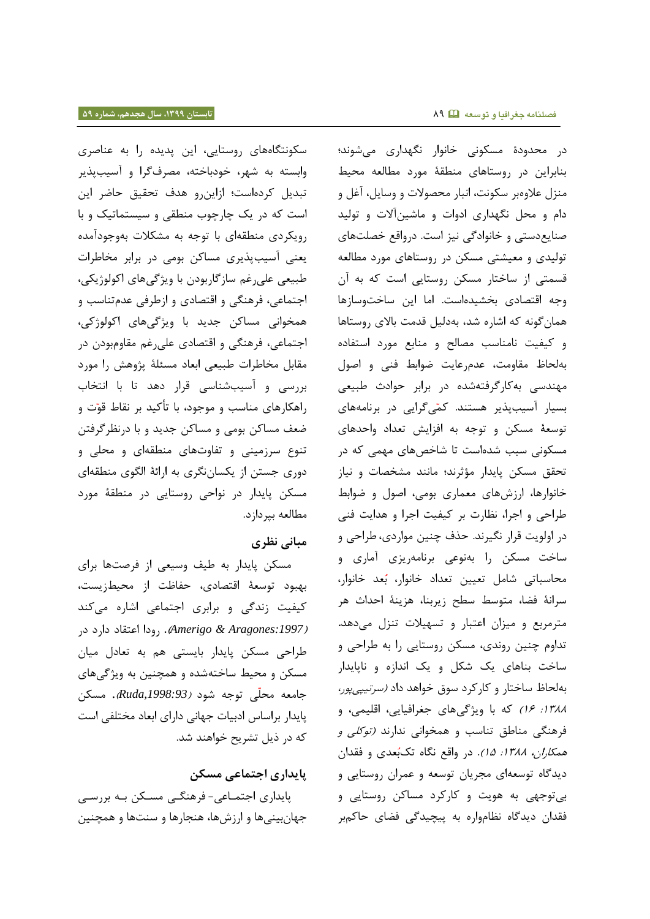در محدودهٔ مسکونی خانوار نگهداری می‌شوند؛ بنابراین در روستاهای منطقهٔ مورد مطالعه محیط منزل علاوه‌بر سکونت، انبار محصولات و وسایل، آغل و دام و محل نگهداری ادوات و ماشین‌آلات و تولید صنایع‌دستی و خانوادگی نیز است. درواقع خصلت‌های تولیدی و معیشتی مسکن در روستاهای مورد مطالعه قسمتی از ساختار مسکن روستایی است که به آن وجه اقتصادی بخشیده‌است. اما این ساخت‌وسازها همان‌گونه که اشاره شد، به‌دلیل قدمت بالای روستاها و کیفیت نامناسب مصالح و منابع مورد استفاده به‌لحاظ مقاومت، عدم‌رعایت ضوابط فنی و اصول مهندسی به‌کارگرفته‌شده در برابر حوادث طبیعی بسیار آسیب‌پذیر هستند. کمّی‌گرایی در برنامه‌های توسعهٔ مسکن و توجه به افزایش تعداد واحدهای مسکونی سبب شده‌است تا شاخص‌های مهمی که در تحقق مسکن پایدار مؤثرند؛ مانند مشخصات و نیاز خانوارها، ارزش‌های معماری بومی، اصول و ضوابط طراحی و اجرا، نظارت بر کیفیت اجرا و هدایت فنی در اولویت قرار نگیرند. حذف چنین مواردی، طراحی و ساخت مسکن را به‌نوعی برنامه‌ریزی آماری و محاسباتی شامل تعیین تعداد خانوار، بُعد خانوار، سرانهٔ فضا، متوسط سطح زیربنا، هزینهٔ احداث هر مترمربع و میزان اعتبار و تسهیلات تنزل می‌دهد. تداوم چنین روندی، مسکن روستایی را به طراحی و ساخت بناهای یک شکل و یک اندازه و ناپایدار به‌لحاظ ساختار و کارکرد سوق خواهد داد *(سرتیپی‌پور، ۱۳۸۸: ۱۶)* که با ویژگی‌های جغرافیایی، اقلیمی، و فرهنگی مناطق تناسب و همخوانی ندارند *(توکلی و همکاران، ۱۳۸۸: ۱۵)*. در واقع نگاه تک‌بُعدی و فقدان دیدگاه توسعه‌ای مجریان توسعه و عمران روستایی و بی‌توجهی به هویت و کارکرد مساکن روستایی و فقدان دیدگاه نظام‌واره به پیچیدگی فضای حاکم‌بر سکونتگاه‌های روستایی، این پدیده را به عناصری وابسته به شهر، خودباخته، مصرف‌گرا و آسیب‌پذیر تبدیل کرده‌است؛ ازاین‌رو هدف تحقیق حاضر این است که در یک چارچوب منطقی و سیستماتیک و با رویکردی منطقه‌ای با توجه به مشکلات به‌وجودآمده یعنی آسیب‌پذیری مساکن بومی در برابر مخاطرات طبیعی علی‌رغم سازگاربودن با ویژگی‌های اکولوژیکی، اجتماعی، فرهنگی و اقتصادی و ازطرفی عدم‌تناسب و همخوانی مساکن جدید با ویژگی‌های اکولوژکی، اجتماعی، فرهنگی و اقتصادی علی‌رغم مقاوم‌بودن در مقابل مخاطرات طبیعی ابعاد مسئلهٔ پژوهش را مورد بررسی و آسیب‌شناسی قرار دهد تا با انتخاب راهکارهای مناسب و موجود، با تأکید بر نقاط قوّت و ضعف مساکن بومی و مساکن جدید و با درنظرگرفتن تنوع سرزمینی و تفاوت‌های منطقه‌ای و محلی و دوری جستن از یکسان‌نگری به ارائهٔ الگوی منطقه‌ای مسکن پایدار در نواحی روستایی در منطقهٔ مورد مطالعه بپردازد.

## مبانی نظری

مسکن پایدار به طیف وسیعی از فرصت‌ها برای بهبود توسعهٔ اقتصادی، حفاظت از محیط‌زیست، کیفیت زندگی و برابری اجتماعی اشاره می‌کند *(Amerigo & Aragones:1997)*. رودا اعتقاد دارد در طراحی مسکن پایدار بایستی هم به تعادل میان مسکن و محیط ساخته‌شده و همچنین به ویژگی‌های جامعه محلّی توجه شود *(Ruda,1998:93)*. مسکن پایدار براساس ادبیات جهانی دارای ابعاد مختلفی است که در ذیل تشریح خواهند شد.

### پایداری اجتماعی مسکن

پایداری اجتماعی- فرهنگی مسکن بـه بررسـی جهان‌بینی‌ها و ارزش‌ها، هنجارها و سنت‌ها و همچنین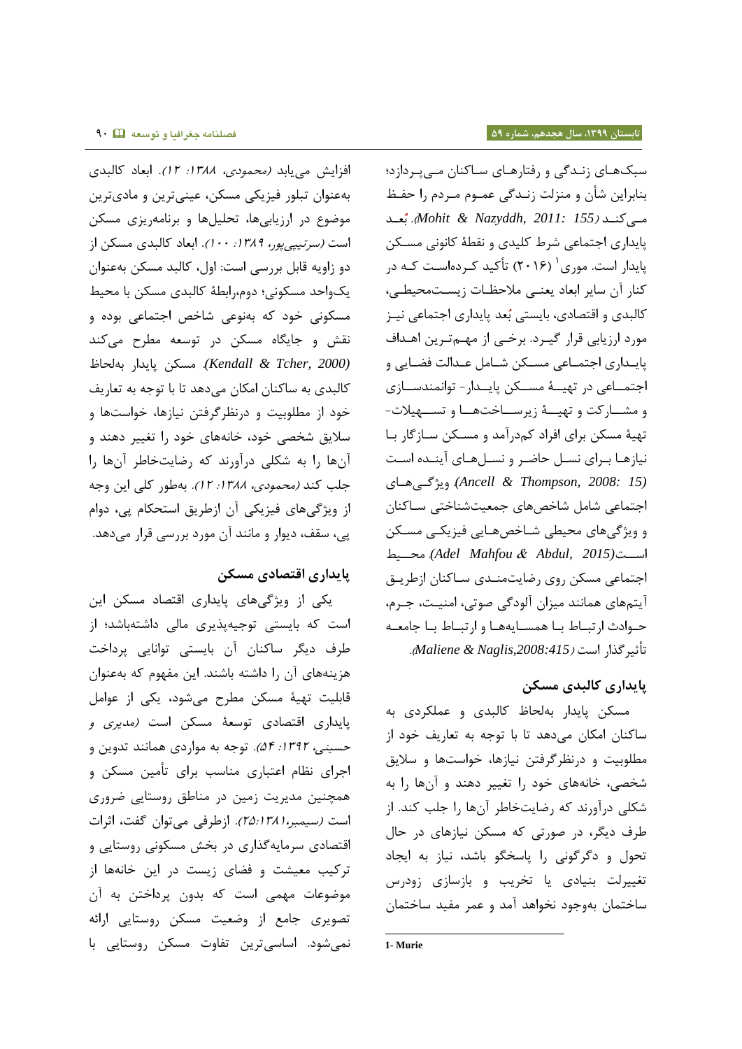سبک‌های زندگی و رفتارهای ساکنان می‌پردازد؛ بنابراین شأن و منزلت زندگی عموم مردم را حفظ می‌کند (Mohit & Nazyddh, 2011: 155). بُعد پایداری اجتماعی شرط کلیدی و نقطهٔ کانونی مسکن پایدار است. موری[1] (۲۰۱۶) تأکید کرده‌است که در کنار آن سایر ابعاد یعنی ملاحظات زیست‌محیطی، کالبدی و اقتصادی، بایستی بُعد پایداری اجتماعی نیز مورد ارزیابی قرار گیرد. برخی از مهم‌ترین اهداف پایداری اجتماعی مسکن شامل عدالت فضایی و اجتماعی در تهیهٔ مسکن پایدار- توانمندسازی و مشارکت و تهیهٔ زیرساخت‌ها و تسهیلات- تهیهٔ مسکن برای افراد کم‌درآمد و مسکن سازگار با نیازها برای نسل حاضر و نسل‌های آینده است (Ancell & Thompson, 2008: 15). ویژگی‌های اجتماعی شامل شاخص‌های جمعیت‌شناختی ساکنان و ویژگی‌های محیطی شاخص‌هایی فیزیکی مسکن است(Adel Mahfou & Abdul, 2015). محیط اجتماعی مسکن روی رضایت‌مندی ساکنان ازطریق آیتم‌های همانند میزان آلودگی صوتی، امنیت، جرم، حوادث ارتباط با همسایه‌ها و ارتباط با جامعه تأثیرگذار است (Maliene & Naglis,2008:415).

## پایداری کالبدی مسکن

مسکن پایدار به‌لحاظ کالبدی و عملکردی به ساکنان امکان می‌دهد تا با توجه به تعاریف خود از مطلوبیت و درنظرگرفتن نیازها، خواسته‌ها و سلایق شخصی، خانه‌های خود را تغییر دهند و آن‌ها را به شکلی درآورند که رضایت‌خاطر آن‌ها را جلب کند. از طرف دیگر، در صورتی که مسکن نیازهای در حال تحول و دگرگونی را پاسخگو باشد، نیاز به ایجاد تغییرات بنیادی یا تخریب و بازسازی زودرس ساختمان به‌وجود نخواهد آمد و عمر مفید ساختمان افزایش می‌یابد (محمودی، ۱۳۸۸: ۱۲). ابعاد کالبدی به‌عنوان تبلور فیزیکی مسکن، عینی‌ترین و مادی‌ترین موضوع در ارزیابی‌ها، تحلیل‌ها و برنامه‌ریزی مسکن است (سرتیپی‌پور، ۱۳۸۹: ۱۰۰). ابعاد کالبدی مسکن از دو زاویه قابل بررسی است: اول، کالبد مسکن به‌عنوان یک‌واحد مسکونی؛ دوم،رابطهٔ کالبدی مسکن با محیط مسکونی خود که به‌نوعی شاخص اجتماعی بوده و نقش و جایگاه مسکن در توسعه مطرح می‌کند (Kendall & Tcher, 2000). مسکن پایدار به‌لحاظ کالبدی به ساکنان امکان می‌دهد تا با توجه به تعاریف خود از مطلوبیت و درنظرگرفتن نیازها، خواسته‌ها و سلایق شخصی خود، خانه‌های خود را تغییر دهند و آن‌ها را به شکلی درآورند که رضایت‌خاطر آن‌ها را جلب کند (محمودی، ۱۳۸۸: ۱۲). به‌طور کلی این وجه از ویژگی‌های فیزیکی آن ازطریق استحکام پی، دوام پی، سقف، دیوار و مانند آن مورد بررسی قرار می‌دهد.

## پایداری اقتصادی مسکن

یکی از ویژگی‌های پایداری اقتصاد مسکن این است که بایستی توجیه‌پذیری مالی داشته‌باشد؛ از طرف دیگر ساکنان آن بایستی توانایی پرداخت هزینه‌های آن را داشته باشند. این مفهوم که به‌عنوان قابلیت تهیهٔ مسکن مطرح می‌شود، یکی از عوامل پایداری اقتصادی توسعهٔ مسکن است (مدیری و حسینی، ۱۳۹۲: ۵۴). توجه به مواردی همانند تدوین و اجرای نظام اعتباری مناسب برای تأمین مسکن و همچنین مدیریت زمین در مناطق روستایی ضروری است (سیمبر، ۱۳۸۱:۲۵). ازطرفی می‌توان گفت، اثرات اقتصادی سرمایه‌گذاری در بخش مسکونی روستایی و ترکیب معیشت و فضای زیست در این خانه‌ها از موضوعات مهمی است که بدون پرداختن به آن تصویری جامع از وضعیت مسکن روستایی ارائه نمی‌شود. اساسی‌ترین تفاوت مسکن روستایی با

---

1- Murie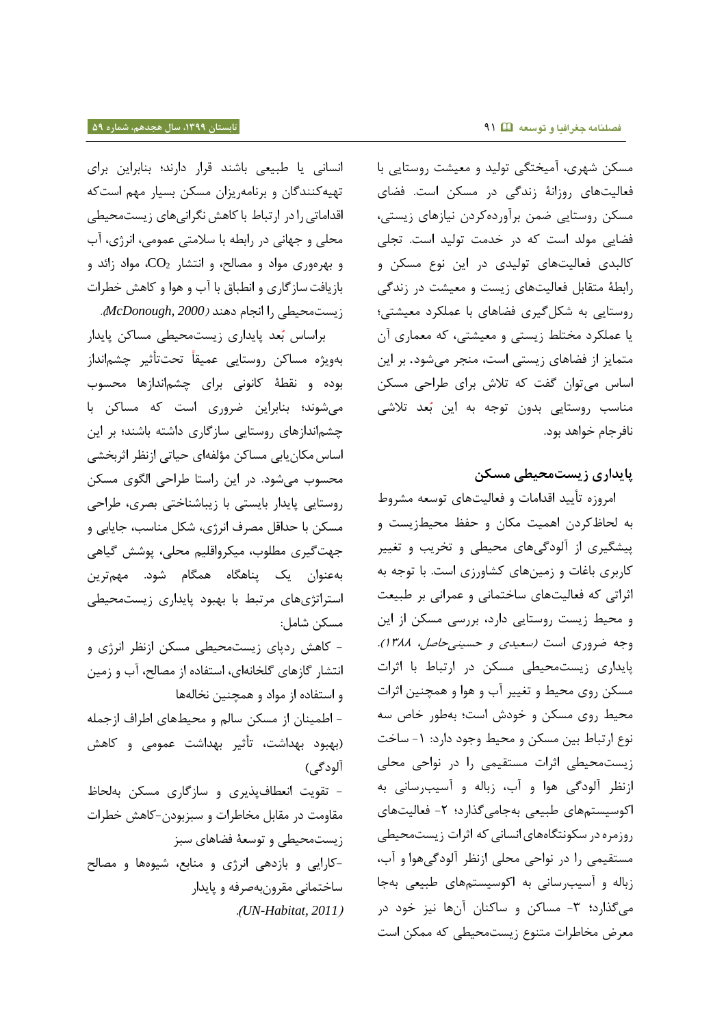مسکن شهری، آمیختگی تولید و معیشت روستایی با فعالیت‌های روزانهٔ زندگی در مسکن است. فضای مسکن روستایی ضمن برآورده‌کردن نیازهای زیستی، فضایی مولد است که در خدمت تولید است. تجلی کالبدی فعالیت‌های تولیدی در این نوع مسکن و رابطهٔ متقابل فعالیت‌های زیست و معیشت در زندگی روستایی به شکل‌گیری فضاهای با عملکرد معیشتی؛ یا عملکرد مختلط زیستی و معیشتی، که معماری آن متمایز از فضاهای زیستی است، منجر می‌شود. بر این اساس می‌توان گفت که تلاش برای طراحی مسکن مناسب روستایی بدون توجه به این بُعد تلاشی نافرجام خواهد بود.

## پایداری زیست‌محیطی مسکن

امروزه تأیید اقدامات و فعالیت‌های توسعه مشروط به لحاظ‌کردن اهمیت مکان و حفظ محیط‌زیست و پیشگیری از آلودگی‌های محیطی و تخریب و تغییر کاربری باغات و زمین‌های کشاورزی است. با توجه به اثراتی که فعالیت‌های ساختمانی و عمرانی بر طبیعت و محیط زیست روستایی دارد، بررسی مسکن از این وجه ضروری است (*سعیدی و حسینی‌حاصل، ۱۳۸۸*). پایداری زیست‌محیطی مسکن در ارتباط با اثرات مسکن روی محیط و تغییر آب و هوا و همچنین اثرات محیط روی مسکن و خودش است؛ به‌طور خاص سه نوع ارتباط بین مسکن و محیط وجود دارد: ۱- ساخت زیست‌محیطی اثرات مستقیمی را در نواحی محلی ازنظر آلودگی هوا و آب، زباله و آسیب‌رسانی به اکوسیستم‌های طبیعی به‌جامی‌گذارد؛ ۲- فعالیت‌های روزمره در سکونتگاه‌های انسانی که اثرات زیست‌محیطی مستقیمی را در نواحی محلی ازنظر آلودگی‌هوا و آب، زباله و آسیب‌رسانی به اکوسیستم‌های طبیعی به‌جا می‌گذارد؛ ۳- مساکن و ساکنان آن‌ها نیز خود در معرض مخاطرات متنوع زیست‌محیطی که ممکن است انسانی یا طبیعی باشند قرار دارند؛ بنابراین برای تهیه‌کنندگان و برنامه‌ریزان مسکن بسیار مهم است‌که اقداماتی را در ارتباط با کاهش نگرانی‌های زیست‌محیطی محلی و جهانی در رابطه با سلامتی عمومی، انرژی، آب و بهره‌وری مواد و مصالح، و انتشار $CO_2$، مواد زائد و بازیافت سازگاری و انطباق با آب و هوا و کاهش خطرات زیست‌محیطی را انجام دهند (*McDonough, 2000*).

براساس بُعد پایداری زیست‌محیطی مساکن پایدار به‌ویژه مساکن روستایی عمیقاً تحت‌تأثیر چشم‌انداز بوده و نقطهٔ کانونی برای چشم‌اندازها محسوب می‌شوند؛ بنابراین ضروری است که مساکن با چشم‌اندازهای روستایی سازگاری داشته باشند؛ بر این اساس مکان‌یابی مساکن مؤلفه‌ای حیاتی ازنظر اثربخشی محسوب می‌شود. در این راستا طراحی الگوی مسکن روستایی پایدار بایستی با زیباشناختی بصری، طراحی مسکن با حداقل مصرف انرژی، شکل مناسب، جایابی و جهت‌گیری مطلوب، میکرواقلیم محلی، پوشش گیاهی به‌عنوان یک پناهگاه همگام شود. مهم‌ترین استراتژی‌های مرتبط با بهبود پایداری زیست‌محیطی مسکن شامل:

- کاهش ردپای زیست‌محیطی مسکن ازنظر انرژی و انتشار گازهای گلخانه‌ای، استفاده از مصالح، آب و زمین و استفاده از مواد و همچنین نخاله‌ها
- اطمینان از مسکن سالم و محیط‌های اطراف ازجمله (بهبود بهداشت، تأثیر بهداشت عمومی و کاهش آلودگی)
- تقویت انعطاف‌پذیری و سازگاری مسکن به‌لحاظ مقاومت در مقابل مخاطرات و سبزبودن-کاهش خطرات زیست‌محیطی و توسعهٔ فضاهای سبز
- کارایی و بازدهی انرژی و منابع، شیوه‌ها و مصالح ساختمانی مقرون‌به‌صرفه و پایدار

(*UN-Habitat, 2011*).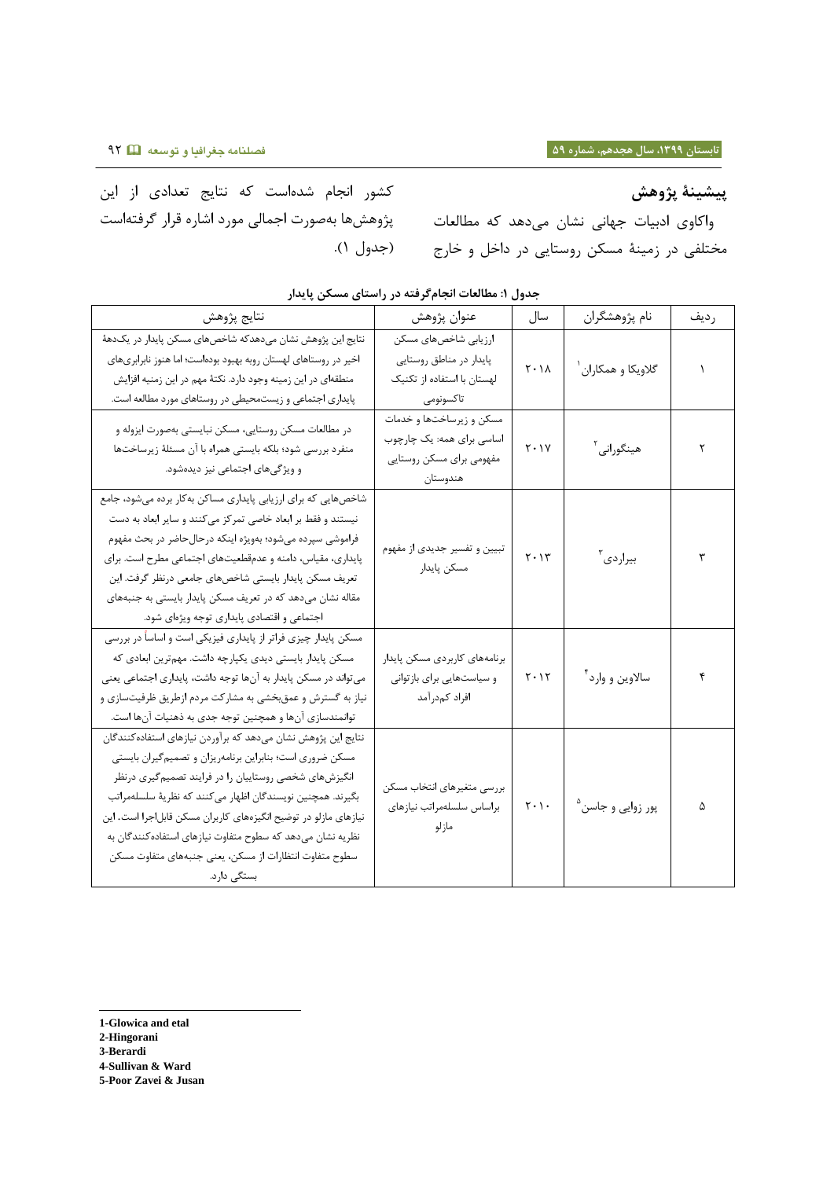## پیشینهٔ پژوهش

واکاوی ادبیات جهانی نشان می‌دهد که مطالعات مختلفی در زمینهٔ مسکن روستایی در داخل و خارج کشور انجام شده‌است که نتایج تعدادی از این پژوهش‌ها به‌صورت اجمالی مورد اشاره قرار گرفته‌است (جدول ۱).

**جدول ۱: مطالعات انجام‌گرفته در راستای مسکن پایدار**

| ردیف | نام پژوهشگران | سال | عنوان پژوهش | نتایج پژوهش |
|---|---|---|---|---|
| ۱ | گلاویکا و همکاران[1] | ۲۰۱۸ | ارزیابی شاخص‌های مسکن پایدار در مناطق روستایی لهستان با استفاده از تکنیک تاکسونومی | نتایج این پژوهش نشان می‌دهدکه شاخص‌های مسکن پایدار در یک‌دههٔ اخیر در روستاهای لهستان روبه بهبود بوده‌است؛ اما هنوز نابرابری‌های منطقه‌ای در این زمینه وجود دارد. نکتهٔ مهم در این زمینه افزایش پایداری اجتماعی و زیست‌محیطی در روستاهای مورد مطالعه است. |
| ۲ | هینگورانی[2] | ۲۰۱۷ | مسکن و زیرساخت‌ها و خدمات اساسی برای همه: یک چارچوب مفهومی برای مسکن روستایی هندوستان | در مطالعات مسکن روستایی، مسکن نبایستی به‌صورت ایزوله و منفرد بررسی شود؛ بلکه بایستی همراه با آن مسئلهٔ زیرساخت‌ها و ویژگی‌های اجتماعی نیز دیده‌شود. |
| ۳ | بیراردی[3] | ۲۰۱۳ | تبیین و تفسیر جدیدی از مفهوم مسکن پایدار | شاخص‌هایی که برای ارزیابی پایداری مساکن به‌کار برده می‌شود، جامع نیستند و فقط بر ابعاد خاصی تمرکز می‌کنند و سایر ابعاد به دست فراموشی سپرده می‌شود؛ بویژه اینکه درحال‌حاضر در بحث مفهوم پایداری، مقیاس، دامنه و عدم‌قطعیت‌های اجتماعی مطرح است. برای تعریف مسکن پایدار بایستی شاخص‌های جامعی درنظر گرفت. این مقاله نشان می‌دهد که در تعریف مسکن پایدار بایستی به جنبه‌های اجتماعی و اقتصادی پایداری توجه ویژه‌ای شود. |
| ۴ | سالاوین و وارد[4] | ۲۰۱۲ | برنامه‌های کاربردی مسکن پایدار و سیاست‌هایی برای بازتوانی افراد کم‌درآمد | مسکن پایدار چیزی فراتر از پایداری فیزیکی است و اساساً در بررسی مسکن پایدار بایستی دیدی یکپارچه داشت. مهم‌ترین ابعادی که می‌تواند در مسکن پایدار به آن‌ها توجه داشت، پایداری اجتماعی یعنی نیاز به گسترش و عمق‌بخشی به مشارکت مردم ازطریق ظرفیت‌سازی و توانمندسازی آن‌ها و همچنین توجه جدی به ذهنیات آن‌ها است. |
| ۵ | پور زوایی و جاسن[5] | ۲۰۱۰ | بررسی متغیرهای انتخاب مسکن براساس سلسله‌مراتب نیازهای مازلو | نتایج این پژوهش نشان می‌دهد که برآوردن نیازهای استفاده‌کنندگان مسکن ضروری است؛ بنابراین برنامه‌ریزان و تصمیم‌گیران بایستی انگیزش‌های شخصی روستاییان را در فرایند تصمیم‌گیری درنظر بگیرند. همچنین نویسندگان اظهار می‌کنند که نظریهٔ سلسله‌مراتب نیازهای مازلو در توضیح انگیزه‌های کاربران مسکن قابل‌اجرا است. این نظریه نشان می‌دهد که سطوح متفاوت نیازهای استفاده‌کنندگان به سطوح متفاوت انتظارات از مسکن، یعنی جنبه‌های متفاوت مسکن بستگی دارد. |

---

1-Glowica and etal
2-Hingorani
3-Berardi
4-Sullivan & Ward
5-Poor Zavei & Jusan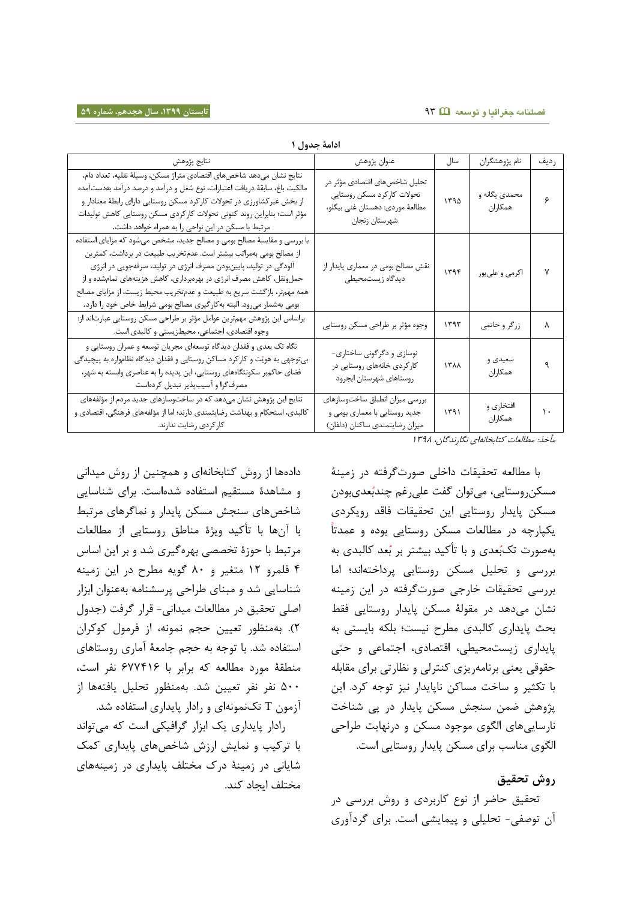ادامهٔ جدول ۱

| ردیف | نام پژوهشگران | سال | عنوان پژوهش | نتایج پژوهش |
|---|---|---|---|---|
| ۶ | محمدی یگانه و همکاران | ۱۳۹۵ | تحلیل شاخص‌های اقتصادی مؤثر در تحولات کارکرد مسکن روستایی مطالعهٔ موردی: دهستان غنی بیگلو، شهرستان زنجان | نتایج نشان می‌دهد شاخص‌های اقتصادی متراژ مسکن، وسیلهٔ نقلیه، تعداد دام، مالکیت باغ، سابقهٔ دریافت اعتبارات، نوع شغل و درآمد و درصد درآمد به‌دست‌آمده از بخش غیرکشاورزی در تحولات کارکرد مسکن روستایی دارای رابطهٔ معنادار و مؤثر است؛ بنابراین روند کنونی تحولات کارکردی مسکن روستایی کاهش تولیدات مرتبط با مسکن در این نواحی را به همراه خواهد داشت. |
| ۷ | اکرمی و علی‌پور | ۱۳۹۴ | نقش مصالح بومی در معماری پایدار از دیدگاه زیست‌محیطی | با بررسی و مقایسهٔ مصالح بومی و مصالح جدید، مشخص می‌شود که مزایای استفاده از مصالح بومی به‌مراتب بیشتر است. عدم‌تخریب طبیعت در برداشت، کمترین آلودگی در تولید، پایین‌بودن مصرف انرژی در تولید، صرفه‌جویی در انرژی حمل‌ونقل، کاهش مصرف انرژی در بهره‌برداری، کاهش هزینه‌های تمام‌شده و از همه مهم‌تر، بازگشت سریع به طبیعت و عدم‌تخریب محیط زیست، از مزایای مصالح بومی به‌شمار می‌رود. البته به‌کارگیری مصالح بومی شرایط خاص خود را دارد. |
| ۸ | زرگر و حاتمی | ۱۳۹۳ | وجوه مؤثر بر طراحی مسکن روستایی | براساس این پژوهش مهم‌ترین عوامل مؤثر بر طراحی مسکن روستایی عبارت‌اند از: وجوه اقتصادی، اجتماعی، محیط‌زیستی و کالبدی است. |
| ۹ | سعیدی و همکاران | ۱۳۸۸ | نوسازی و دگرگونی ساختاری- کارکردی خانه‌های روستایی در روستاهای شهرستان ایجرود | نگاه تک بعدی و فقدان دیدگاه توسعه‌ای مجریان توسعه و عمران روستایی و بی‌توجهی به هویّت و کارکرد مساکن روستایی و فقدان دیدگاه نظام‌واره به پیچیدگی فضای حاکم‌بر سکونتگاه‌های روستایی، این پدیده را به عناصری وابسته به شهر، مصرف‌گرا و آسیب‌پذیر تبدیل کرده‌است |
| ۱۰ | افتخاری و همکاران | ۱۳۹۱ | بررسی میزان انطباق ساخت‌وسازهای جدید روستایی با معماری بومی و میزان رضایتمندی ساکنان (دلفان) | نتایج این پژوهش نشان می‌دهد که در ساخت‌وسازهای جدید مردم از مؤلفه‌های کالبدی، استحکام و بهداشت رضایتمندی دارند؛ اما از مؤلفه‌های فرهنگی، اقتصادی و کارکردی رضایت ندارند. |

*مأخذ: مطالعات کتابخانه‌ای نگارندگان، ۱۳۹۸*

با مطالعه تحقیقات داخلی صورت‌گرفته در زمینهٔ مسکن‌روستایی، می‌توان گفت علی‌رغم چندبُعدی‌بودن مسکن پایدار روستایی این تحقیقات فاقد رویکردی یکپارچه در مطالعات مسکن روستایی بوده و عمدتاً به‌صورت تک‌بُعدی و با تأکید بیشتر بر بُعد کالبدی به بررسی و تحلیل مسکن روستایی پرداخته‌اند؛ اما بررسی تحقیقات خارجی صورت‌گرفته در این زمینه نشان می‌دهد در مقولهٔ مسکن پایدار روستایی فقط بحث پایداری کالبدی مطرح نیست؛ بلکه بایستی به پایداری زیست‌محیطی، اقتصادی، اجتماعی و حتی حقوقی یعنی برنامه‌ریزی کنترلی و نظارتی برای مقابله با تکثیر و ساخت مساکن ناپایدار نیز توجه کرد. این پژوهش ضمن سنجش مسکن پایدار در پی شناخت نارسایی‌های الگوی موجود مسکن و درنهایت طراحی الگوی مناسب برای مسکن پایدار روستایی است.

## روش تحقیق

تحقیق حاضر از نوع کاربردی و روش بررسی در آن توصیفی- تحلیلی و پیمایشی است. برای گردآوری داده‌ها از روش کتابخانه‌ای و همچنین از روش میدانی و مشاهدهٔ مستقیم استفاده شده‌است. برای شناسایی شاخص‌های سنجش مسکن پایدار و نماگرهای مرتبط با آن‌ها با تأکید ویژهٔ مناطق روستایی از مطالعات مرتبط با حوزهٔ تخصصی بهره‌گیری شد و بر این اساس ۴ قلمرو ۱۲ متغیر و ۸۰ گویه مطرح در این زمینه شناسایی شد و مبنای طراحی پرسشنامه به‌عنوان ابزار اصلی تحقیق در مطالعات میدانی- قرار گرفت (جدول ۲). به‌منظور تعیین حجم نمونه، از فرمول کوکران استفاده شد. با توجه به حجم جامعهٔ آماری روستاهای منطقهٔ مورد مطالعه که برابر با ۶۷۷۴۱۶ نفر است، ۵۰۰ نفر نفر تعیین شد. به‌منظور تحلیل یافته‌ها از آزمون T تک‌نمونه‌ای و رادار پایداری استفاده شد.

رادار پایداری یک ابزار گرافیکی است که می‌تواند با ترکیب و نمایش ارزش شاخص‌های پایداری کمک شایانی در زمینهٔ درک مختلف پایداری در زمینه‌های مختلف ایجاد کند.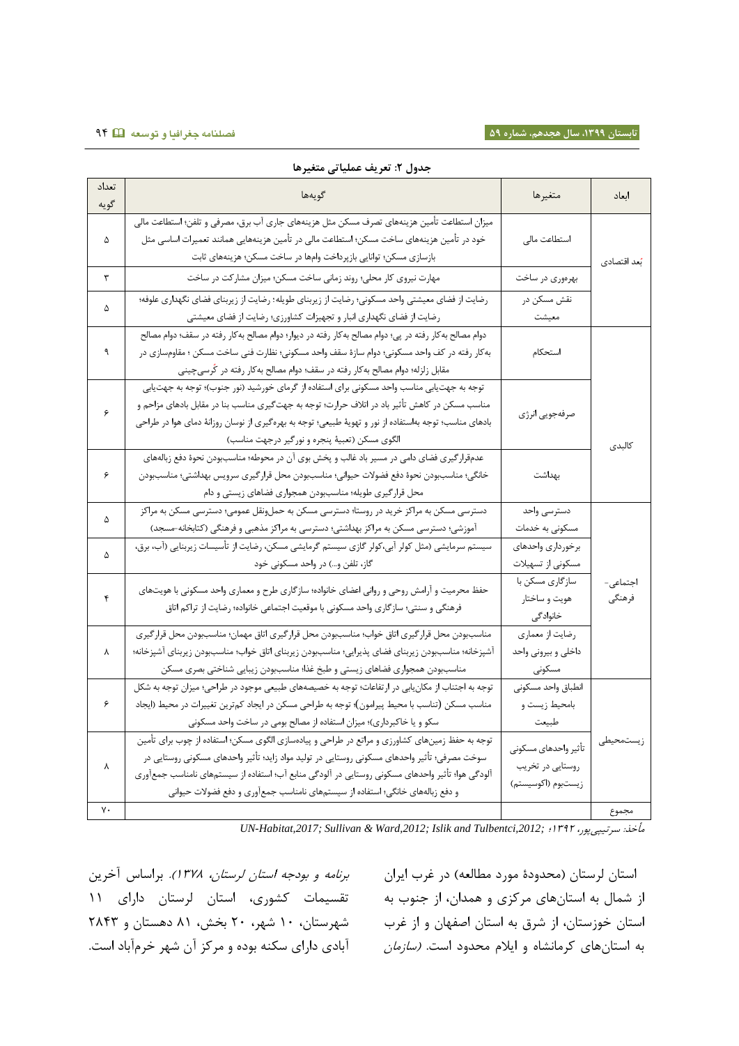**جدول ۲: تعریف عملیاتی متغیرها**

| ابعاد | متغیرها | گویه‌ها | تعداد گویه |
|---|---|---|---|
| بُعد اقتصادی | استطاعت مالی | میزان استطاعت تأمین هزینه‌های تصرف مسکن مثل هزینه‌های جاری آب برق، مصرفی و تلفن؛ استطاعت مالی خود در تأمین هزینه‌های ساخت مسکن؛ استطاعت مالی در تأمین هزینه‌هایی همانند تعمیرات اساسی مثل بازسازی مسکن؛ توانایی بازپرداخت وام‌ها در ساخت مسکن؛ هزینه‌های ثابت | ۵ |
| | بهره‌وری در ساخت | مهارت نیروی کار محلی؛ روند زمانی ساخت مسکن؛ میزان مشارکت در ساخت | ۳ |
| | نقش مسکن در معیشت | رضایت از فضای معیشتی واحد مسکونی؛ رضایت از زیربنای طویله؛ رضایت از زیربنای فضای نگهداری علوفه؛ رضایت از فضای نگهداری انبار و تجهیزات کشاورزی؛ رضایت از فضای معیشتی | ۵ |
| کالبدی | استحکام | دوام مصالح به‌کار رفته در پی؛ دوام مصالح به‌کار رفته در دیوار؛ دوام مصالح به‌کار رفته در سقف؛ دوام مصالح به‌کار رفته در کف واحد مسکونی؛ دوام سازهٔ سقف واحد مسکونی؛ نظارت فنی ساخت مسکن ؛ مقاوم‌سازی در مقابل زلزله؛ دوام مصالح به‌کار رفته در سقف؛ دوام مصالح به‌کار رفته در کُرسی‌چینی | ۹ |
| | صرفه‌جویی انرژی | توجه به جهت‌یابی مناسب واحد مسکونی برای استفاده از گرمای خورشید (نور جنوب)؛ توجه به جهت‌یابی مناسب مسکن در کاهش تأثیر باد در اتلاف حرارت؛ توجه به جهت‌گیری مناسب بنا در مقابل بادهای مزاحم و بادهای مناسب؛ توجه به‌استفاده از نور و تهویهٔ طبیعی؛ توجه به بهره‌گیری از نوسان روزانهٔ دمای هوا در طراحی الگوی مسکن (تعبیهٔ پنجره و نورگیر درجهت مناسب) | ۶ |
| | بهداشت | عدم‌قرارگیری فضای دامی در مسیر باد غالب و پخش بوی آن در محوطه؛ مناسب‌بودن نحوهٔ دفع زباله‌های خانگی؛ مناسب‌بودن نحوهٔ دفع فضولات حیوانی؛ مناسب‌بودن محل قرارگیری سرویس بهداشتی؛ مناسب‌بودن محل قرارگیری طویله؛ مناسب‌بودن همجواری فضاهای زیستی و دام | ۶ |
| اجتماعی-فرهنگی | دسترسی واحد مسکونی به خدمات | دسترسی مسکن به مراکز خرید در روستا؛ دسترسی مسکن به حمل‌ونقل عمومی؛ دسترسی مسکن به مراکز آموزشی؛ دسترسی مسکن به مراکز بهداشتی؛ دسترسی به مراکز مذهبی و فرهنگی (کتابخانه-مسجد) | ۵ |
| | برخورداری واحدهای مسکونی از تسهیلات | سیستم سرمایشی (مثل کولر آبی،کولر گازی سیستم گرمایشی مسکن، رضایت از تأسیسات زیربنایی (آب، برق، گاز، تلفن و...) در واحد مسکونی خود | ۵ |
| | سازگاری مسکن با هویت و ساختار خانوادگی | حفظ محرمیت و آرامش روحی و روانی اعضای خانواده؛ سازگاری طرح و معماری واحد مسکونی با هویت‌های فرهنگی و سنتی؛ سازگاری واحد مسکونی با موقعیت اجتماعی خانواده؛ رضایت از تراکم اتاق | ۴ |
| | رضایت از معماری داخلی و بیرونی واحد مسکونی | مناسب‌بودن محل قرارگیری اتاق خواب؛ مناسب‌بودن محل قرارگیری اتاق مهمان؛ مناسب‌بودن محل قرارگیری آشپزخانه؛ مناسب‌بودن زیربنای فضای پذیرایی؛ مناسب‌بودن زیربنای اتاق خواب؛ مناسب‌بودن زیربنای آشپزخانه؛ مناسب‌بودن همجواری فضاهای زیستی و طبخ غذا؛ مناسب‌بودن زیبایی شناختی بصری مسکن | ۸ |
| زیست‌محیطی | انطباق واحد مسکونی بامحیط زیست و طبیعت | توجه به اجتناب از مکان‌یابی در ارتفاعات؛ توجه به خصیصه‌های طبیعی موجود در طراحی؛ میزان توجه به شکل مناسب مسکن (تناسب با محیط پیرامون)؛ توجه به طراحی مسکن در ایجاد کم‌ترین تغییرات در محیط (ایجاد سکو و یا خاکبرداری)؛ میزان استفاده از مصالح بومی در ساخت واحد مسکونی | ۶ |
| | تأثیر واحدهای مسکونی روستایی در تخریب زیست‌بوم (اکوسیستم) | توجه به حفظ زمین‌های کشاورزی و مراتع در طراحی و پیاده‌سازی الگوی مسکن؛ استفاده از چوب برای تأمین سوخت مصرفی؛ تأثیر واحدهای مسکونی روستایی در تولید مواد زاید؛ تأثیر واحدهای مسکونی روستایی در آلودگی هوا؛ تأثیر واحدهای مسکونی روستایی در آلودگی منابع آب؛ استفاده از سیستم‌های نامناسب جمع‌آوری و دفع زباله‌های خانگی؛ استفاده از سیستم‌های نامناسب جمع‌آوری و دفع فضولات حیوانی | ۸ |
| مجموع | | | ۷۰ |

*مأخذ: سرتیپی‌پور، ۱۳۹۲؛* *UN-Habitat,2017; Sullivan & Ward,2012; Islik and Tulbentci,2012;*

استان لرستان (محدودهٔ مورد مطالعه) در غرب ایران از شمال به استان‌های مرکزی و همدان، از جنوب به استان خوزستان، از شرق به استان اصفهان و از غرب به استان‌های کرمانشاه و ایلام محدود است. *(سازمان برنامه و بودجه استان لرستان، ۱۳۷۸).* براساس آخرین تقسیمات کشوری، استان لرستان دارای ۱۱ شهرستان، ۱۰ شهر، ۲۰ بخش، ۸۱ دهستان و ۲۸۴۳ آبادی دارای سکنه بوده و مرکز آن شهر خرم‌آباد است.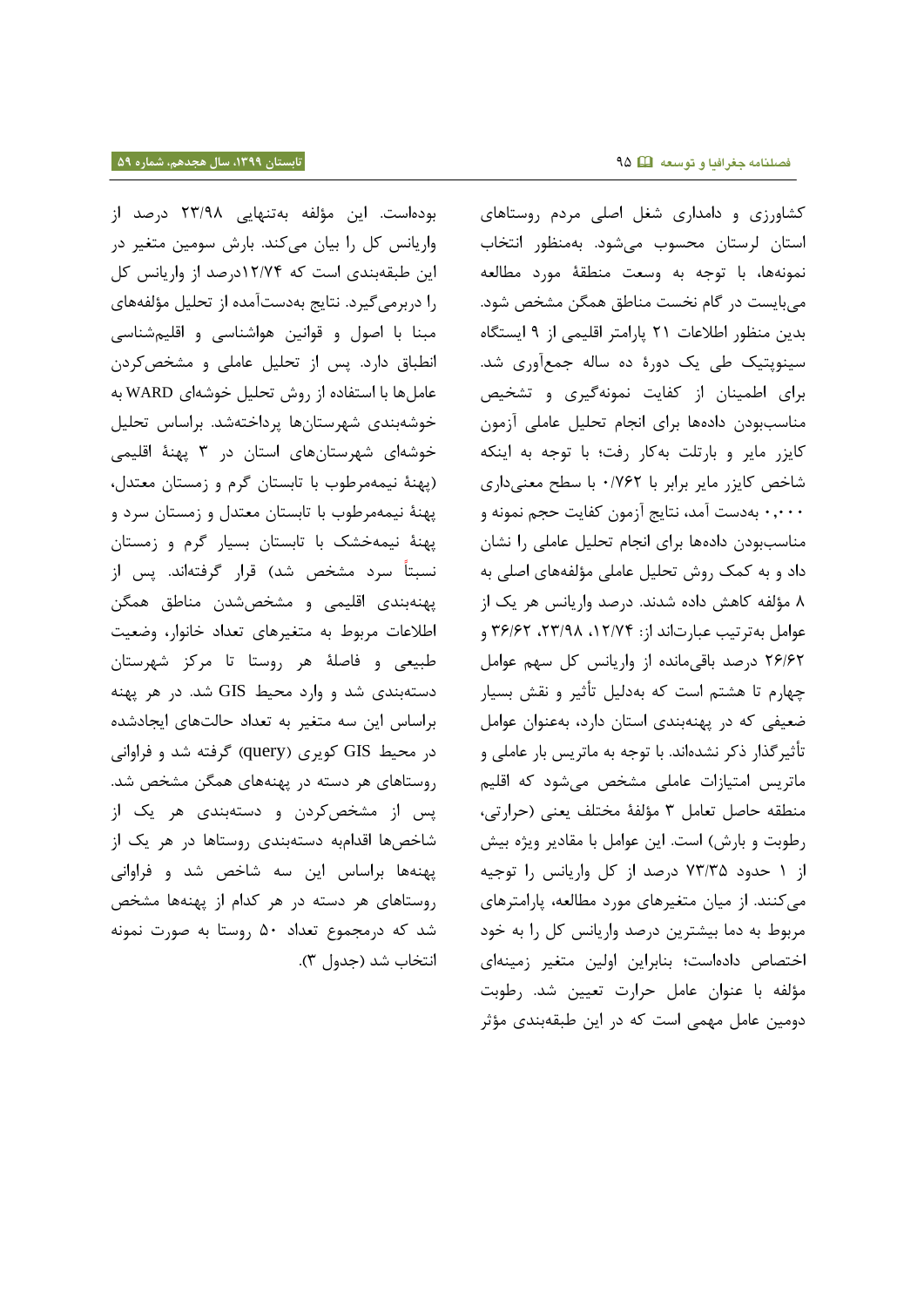کشاورزی و دامداری شغل اصلی مردم روستاهای استان لرستان محسوب می‌شود. به‌منظور انتخاب نمونه‌ها، با توجه به وسعت منطقهٔ مورد مطالعه می‌بایست در گام نخست مناطق همگن مشخص شود. بدین منظور اطلاعات ۲۱ پارامتر اقلیمی از ۹ ایستگاه سینوپتیک طی یک دورهٔ ده ساله جمع‌آوری شد. برای اطمینان از کفایت نمونه‌گیری و تشخیص مناسب‌بودن داده‌ها برای انجام تحلیل عاملی آزمون کایزر مایر و بارتلت به‌کار رفت؛ با توجه به اینکه شاخص کایزر مایر برابر با ۰/۷۶۲ با سطح معنی‌داری ۰,۰۰۰ به‌دست آمد، نتایج آزمون کفایت حجم نمونه و مناسب‌بودن داده‌ها برای انجام تحلیل عاملی را نشان داد و به کمک روش تحلیل عاملی مؤلفه‌های اصلی به ۸ مؤلفه کاهش داده شدند. درصد واریانس هر یک از عوامل به‌ترتیب عبارت‌اند از: ۱۲/۷۴، ۲۳/۹۸، ۳۶/۶۲ و ۲۶/۶۲ درصد باقی‌مانده از واریانس کل سهم عوامل چهارم تا هشتم است که به‌دلیل تأثیر و نقش بسیار ضعیفی که در پهنه‌بندی استان دارد، به‌عنوان عوامل تأثیرگذار ذکر نشده‌اند. با توجه به ماتریس بار عاملی و ماتریس امتیازات عاملی مشخص می‌شود که اقلیم منطقه حاصل تعامل ۳ مؤلفهٔ مختلف یعنی (حرارتی، رطوبت و بارش) است. این عوامل با مقادیر ویژه بیش از ۱ حدود ۷۳/۳۵ درصد از کل واریانس را توجیه می‌کنند. از میان متغیرهای مورد مطالعه، پارامترهای مربوط به دما بیشترین درصد واریانس کل را به خود اختصاص داده‌است؛ بنابراین اولین متغیر زمینه‌ای مؤلفه با عنوان عامل حرارت تعیین شد. رطوبت دومین عامل مهمی است که در این طبقه‌بندی مؤثر بوده‌است. این مؤلفه به‌تنهایی ۲۳/۹۸ درصد از واریانس کل را بیان می‌کند. بارش سومین متغیر در این طبقه‌بندی است که ۱۲/۷۴درصد از واریانس کل را دربرمی‌گیرد. نتایج به‌دست‌آمده از تحلیل مؤلفه‌های مبنا با اصول و قوانین هواشناسی و اقلیم‌شناسی انطباق دارد. پس از تحلیل عاملی و مشخص‌کردن عامل‌ها با استفاده از روش تحلیل خوشه‌ای WARD به خوشه‌بندی شهرستان‌ها پرداخته‌شد. براساس تحلیل خوشه‌ای شهرستان‌های استان در ۳ پهنهٔ اقلیمی (پهنهٔ نیمه‌مرطوب با تابستان گرم و زمستان معتدل، پهنهٔ نیمه‌مرطوب با تابستان معتدل و زمستان سرد و پهنهٔ نیمه‌خشک با تابستان بسیار گرم و زمستان نسبتاً سرد مشخص شد) قرار گرفته‌اند. پس از پهنه‌بندی اقلیمی و مشخص‌شدن مناطق همگن اطلاعات مربوط به متغیرهای تعداد خانوار، وضعیت طبیعی و فاصلهٔ هر روستا تا مرکز شهرستان دسته‌بندی شد و وارد محیط GIS شد. در هر پهنه براساس این سه متغیر به تعداد حالت‌های ایجادشده در محیط GIS کویری (query) گرفته شد و فراوانی روستاهای هر دسته در پهنه‌های همگن مشخص شد. پس از مشخص‌کردن و دسته‌بندی هر یک از شاخص‌ها اقدام‌به دسته‌بندی روستاها در هر یک از پهنه‌ها براساس این سه شاخص شد و فراوانی روستاهای هر دسته در هر کدام از پهنه‌ها مشخص شد که درمجموع تعداد ۵۰ روستا به صورت نمونه انتخاب شد (جدول ۳).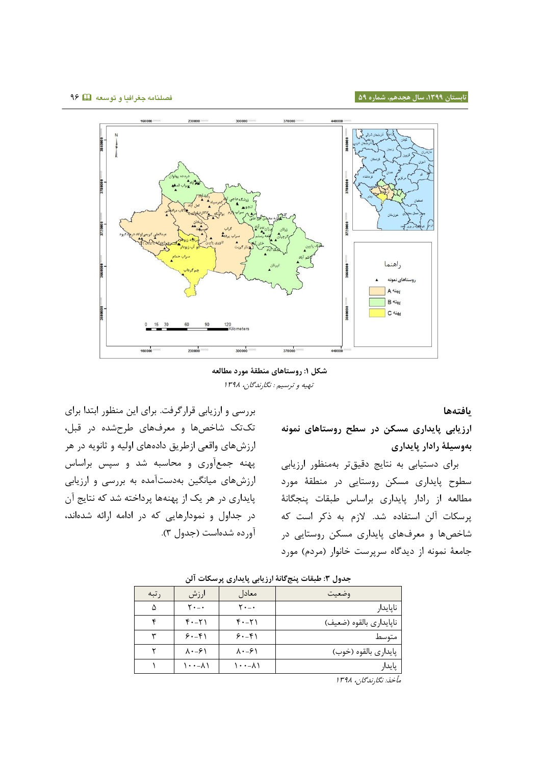شکل ۱: روستاهای منطقهٔ مورد مطالعه

*تهیه و ترسیم: نگارندگان، ۱۳۹۸*

## یافته‌ها

### ارزیابی پایداری مسکن در سطح روستاهای نمونه به‌وسیلهٔ رادار پایداری

برای دستیابی به نتایج دقیق‌تر به‌منظور ارزیابی سطوح پایداری مسکن روستایی در منطقهٔ مورد مطالعه از رادار پایداری براساس طبقات پنجگانهٔ پرسکات آلن استفاده شد. لازم به ذکر است که شاخص‌ها و معرف‌های پایداری مسکن روستایی در جامعهٔ نمونه از دیدگاه سرپرست خانوار (مردم) مورد بررسی و ارزیابی قرارگرفت. برای این منظور ابتدا برای تک‌تک شاخص‌ها و معرف‌های طرح‌شده در قبل، ارزش‌های واقعی ازطریق داده‌های اولیه و ثانویه در هر پهنه جمع‌آوری و محاسبه شد و سپس براساس ارزش‌های میانگین به‌دست‌آمده به بررسی و ارزیابی پایداری در هر یک از پهنه‌ها پرداخته شد که نتایج آن در جداول و نمودارهایی که در ادامه ارائه شده‌اند، آورده شده‌است (جدول ۳).

جدول ۳: طبقات پنج‌گانهٔ ارزیابی پایداری پرسکات آلن

| وضعیت | معادل | ارزش | رتبه |
|---|---|---|---|
| ناپایدار | ۰-۲۰ | ۰-۲۰ | ۵ |
| ناپایداری بالقوه (ضعیف) | ۲۱-۴۰ | ۲۱-۴۰ | ۴ |
| متوسط | ۴۱-۶۰ | ۴۱-۶۰ | ۳ |
| پایداری بالقوه (خوب) | ۶۱-۸۰ | ۶۱-۸۰ | ۲ |
| پایدار | ۸۱-۱۰۰ | ۸۱-۱۰۰ | ۱ |

*مأخذ: نگارندگان، ۱۳۹۸*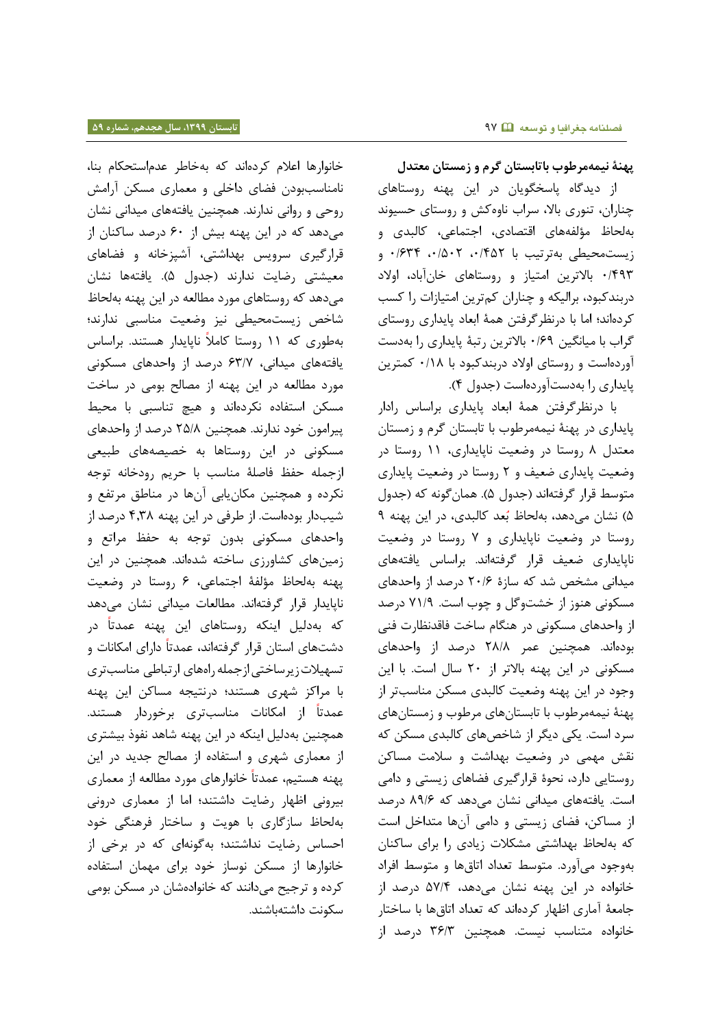**پهنهٔ نیمه‌مرطوب با تابستان گرم و زمستان معتدل**

از دیدگاه پاسخگویان در این پهنه روستاهای چناران، تنوری بالا، سراب ناوه‌کش و روستای حسیوند به‌لحاظ مؤلفه‌های اقتصادی، اجتماعی، کالبدی و زیست‌محیطی به‌ترتیب با ۰/۴۵۲، ۰/۵۰۲، ۰/۶۳۴ و ۰/۴۹۳ بالاترین امتیاز و روستاهای خان‌آباد، اولاد دربندکبود، برالیکه و چناران کم‌ترین امتیازات را کسب کرده‌اند؛ اما با درنظرگرفتن همهٔ ابعاد پایداری روستای گراب با میانگین ۰/۶۹ بالاترین رتبهٔ پایداری را به‌دست آورده‌است و روستای اولاد دربندکبود با ۰/۱۸ کمترین پایداری را به‌دست‌آورده‌است (جدول ۴).

با درنظرگرفتن همهٔ ابعاد پایداری براساس رادار پایداری در پهنهٔ نیمه‌مرطوب با تابستان گرم و زمستان معتدل ۸ روستا در وضعیت ناپایداری، ۱۱ روستا در وضعیت پایداری ضعیف و ۲ روستا در وضعیت پایداری متوسط قرار گرفته‌اند (جدول ۵). همان‌گونه که (جدول ۵) نشان می‌دهد، به‌لحاظ بُعد کالبدی، در این پهنه ۹ روستا در وضعیت ناپایداری و ۷ روستا در وضعیت ناپایداری ضعیف قرار گرفته‌اند. براساس یافته‌های میدانی مشخص شد که سازهٔ ۲۰/۶ درصد از واحدهای مسکونی هنوز از خشت‌وگل و چوب است. ۷۱/۹ درصد از واحدهای مسکونی در هنگام ساخت فاقدنظارت فنی بوده‌اند. همچنین عمر ۲۸/۸ درصد از واحدهای مسکونی در این پهنه بالاتر از ۲۰ سال است. با این وجود در این پهنه وضعیت کالبدی مسکن مناسب‌تر از پهنهٔ نیمه‌مرطوب با تابستان‌های مرطوب و زمستان‌های سرد است. یکی دیگر از شاخص‌های کالبدی مسکن که نقش مهمی در وضعیت بهداشت و سلامت مساکن روستایی دارد، نحوهٔ قرارگیری فضاهای زیستی و دامی است. یافته‌های میدانی نشان می‌دهد که ۸۹/۶ درصد از مساکن، فضای زیستی و دامی آن‌ها متداخل است که به‌لحاظ بهداشتی مشکلات زیادی را برای ساکنان به‌وجود می‌آورد. متوسط تعداد اتاق‌ها و متوسط افراد خانواده در این پهنه نشان می‌دهد، ۵۷/۴ درصد از جامعهٔ آماری اظهار کرده‌اند که تعداد اتاق‌ها با ساختار خانواده متناسب نیست. همچنین ۳۶/۳ درصد از خانوارها اعلام کرده‌اند که به‌خاطر عدم‌استحکام بنا، نامناسب‌بودن فضای داخلی و معماری مسکن آرامش روحی و روانی ندارند. همچنین یافته‌های میدانی نشان می‌دهد که در این پهنه بیش از ۶۰ درصد ساکنان از قرارگیری سرویس بهداشتی، آشپزخانه و فضاهای معیشتی رضایت ندارند (جدول ۵). یافته‌ها نشان می‌دهد که روستاهای مورد مطالعه در این پهنه به‌لحاظ شاخص زیست‌محیطی نیز وضعیت مناسبی ندارند؛ به‌طوری که ۱۱ روستا کاملاً ناپایدار هستند. براساس یافته‌های میدانی، ۶۳/۷ درصد از واحدهای مسکونی مورد مطالعه در این پهنه از مصالح بومی در ساخت مسکن استفاده نکرده‌اند و هیچ تناسبی با محیط پیرامون خود ندارند. همچنین ۲۵/۸ درصد از واحدهای مسکونی در این روستاها به خصیصه‌های طبیعی ازجمله حفظ فاصلهٔ مناسب با حریم رودخانه توجه نکرده و همچنین مکان‌یابی آن‌ها در مناطق مرتفع و شیب‌دار بوده‌است. از طرفی در این پهنه ۴،۳۸ درصد از واحدهای مسکونی بدون توجه به حفظ مراتع و زمین‌های کشاورزی ساخته شده‌اند. همچنین در این پهنه به‌لحاظ مؤلفهٔ اجتماعی، ۶ روستا در وضعیت ناپایدار قرار گرفته‌اند. مطالعات میدانی نشان می‌دهد که به‌دلیل اینکه روستاهای این پهنه عمدتاً در دشت‌های استان قرار گرفته‌اند، عمدتاً دارای امکانات و تسهیلات زیرساختی ازجمله راه‌های ارتباطی مناسب‌تری با مراکز شهری هستند؛ درنتیجه مساکن این پهنه عمدتاً از امکانات مناسب‌تری برخوردار هستند. همچنین به‌دلیل اینکه در این پهنه شاهد نفوذ بیشتری از معماری شهری و استفاده از مصالح جدید در این پهنه هستیم، عمدتاً خانوارهای مورد مطالعه از معماری بیرونی اظهار رضایت داشتند؛ اما از معماری درونی به‌لحاظ سازگاری با هویت و ساختار فرهنگی خود احساس رضایت نداشتند؛ به‌گونه‌ای که در برخی از خانوارها از مسکن نوساز خود برای مهمان استفاده کرده و ترجیح می‌دانند که خانواده‌شان در مسکن بومی سکونت داشته‌باشند.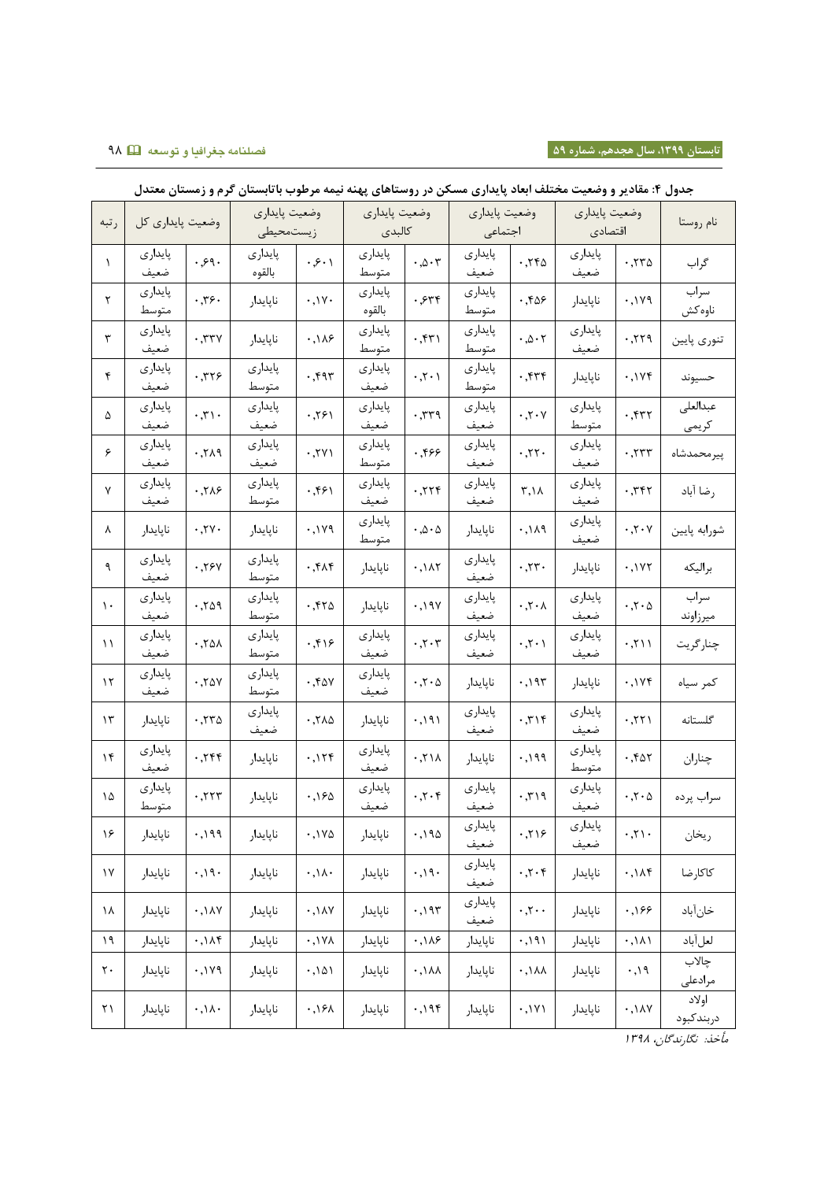**جدول ۴: مقادیر و وضعیت مختلف ابعاد پایداری مسکن در روستاهای پهنه نیمه مرطوب باتابستان گرم و زمستان معتدل**

| نام روستا | وضعیت پایداری اقتصادی | | وضعیت پایداری اجتماعی | | وضعیت پایداری کالبدی | | وضعیت پایداری زیست‌محیطی | | وضعیت پایداری کل | | رتبه |
|---|---|---|---|---|---|---|---|---|---|---|---|
| گراب | ۰،۲۳۵ | پایداری ضعیف | ۰،۲۴۵ | پایداری ضعیف | ۰،۵۰۳ | پایداری متوسط | ۰،۶۰۱ | پایداری بالقوه | ۰،۶۹۰ | پایداری ضعیف | ۱ |
| سراب ناوه‌کش | ۰،۱۷۹ | ناپایدار | ۰،۴۵۶ | پایداری متوسط | ۰،۶۳۴ | پایداری بالقوه | ۰،۱۷۰ | ناپایدار | ۰،۳۶۰ | پایداری متوسط | ۲ |
| تنوری پایین | ۰،۲۲۹ | پایداری ضعیف | ۰،۵۰۲ | پایداری متوسط | ۰،۴۳۱ | پایداری متوسط | ۰،۱۸۶ | ناپایدار | ۰،۳۳۷ | پایداری ضعیف | ۳ |
| حسیوند | ۰،۱۷۴ | ناپایدار | ۰،۴۳۴ | پایداری متوسط | ۰،۲۰۱ | پایداری ضعیف | ۰،۴۹۳ | پایداری متوسط | ۰،۳۲۶ | پایداری ضعیف | ۴ |
| عبدالعلی کریمی | ۰،۴۳۲ | پایداری متوسط | ۰،۲۰۷ | پایداری ضعیف | ۰،۳۳۹ | پایداری ضعیف | ۰،۲۶۱ | پایداری ضعیف | ۰،۳۱۰ | پایداری ضعیف | ۵ |
| پیرمحمدشاه | ۰،۲۳۳ | پایداری ضعیف | ۰،۲۲۰ | پایداری ضعیف | ۰،۴۶۶ | پایداری متوسط | ۰،۲۷۱ | پایداری ضعیف | ۰،۲۸۹ | پایداری ضعیف | ۶ |
| رضا آباد | ۰،۳۴۲ | پایداری ضعیف | ۳،۱۸ | پایداری ضعیف | ۰،۲۲۴ | پایداری ضعیف | ۰،۴۶۱ | پایداری متوسط | ۰،۲۸۶ | پایداری ضعیف | ۷ |
| شورابه پایین | ۰،۲۰۷ | پایداری ضعیف | ۰،۱۸۹ | ناپایدار | ۰،۵۰۵ | پایداری متوسط | ۰،۱۷۹ | ناپایدار | ۰،۲۷۰ | ناپایدار | ۸ |
| برالیکه | ۰،۱۷۲ | ناپایدار | ۰،۲۳۰ | پایداری ضعیف | ۰،۱۸۲ | ناپایدار | ۰،۴۸۴ | پایداری متوسط | ۰،۲۶۷ | پایداری ضعیف | ۹ |
| سراب میرزاوند | ۰،۲۰۵ | پایداری ضعیف | ۰،۲۰۸ | پایداری ضعیف | ۰،۱۹۷ | ناپایدار | ۰،۴۲۵ | پایداری متوسط | ۰،۲۵۹ | پایداری ضعیف | ۱۰ |
| چنارگریت | ۰،۲۱۱ | پایداری ضعیف | ۰،۲۰۱ | پایداری ضعیف | ۰،۲۰۳ | پایداری ضعیف | ۰،۴۱۶ | پایداری متوسط | ۰،۲۵۸ | پایداری ضعیف | ۱۱ |
| کمر سیاه | ۰،۱۷۴ | ناپایدار | ۰،۱۹۳ | ناپایدار | ۰،۲۰۵ | پایداری ضعیف | ۰،۴۵۷ | پایداری متوسط | ۰،۲۵۷ | پایداری ضعیف | ۱۲ |
| گلستانه | ۰،۲۲۱ | پایداری ضعیف | ۰،۳۱۴ | پایداری ضعیف | ۰،۱۹۱ | ناپایدار | ۰،۲۸۵ | پایداری ضعیف | ۰،۲۳۵ | ناپایدار | ۱۳ |
| چناران | ۰،۴۵۲ | پایداری متوسط | ۰،۱۹۹ | ناپایدار | ۰،۲۱۸ | پایداری ضعیف | ۰،۱۲۴ | ناپایدار | ۰،۲۴۴ | پایداری ضعیف | ۱۴ |
| سراب پرده | ۰،۲۰۵ | پایداری ضعیف | ۰،۳۱۹ | پایداری ضعیف | ۰،۲۰۴ | پایداری ضعیف | ۰،۱۶۵ | ناپایدار | ۰،۲۲۳ | پایداری متوسط | ۱۵ |
| ریخان | ۰،۲۱۰ | پایداری ضعیف | ۰،۲۱۶ | پایداری ضعیف | ۰،۱۹۵ | ناپایدار | ۰،۱۷۵ | ناپایدار | ۰،۱۹۹ | ناپایدار | ۱۶ |
| کاکارضا | ۰،۱۸۴ | ناپایدار | ۰،۲۰۴ | پایداری ضعیف | ۰،۱۹۰ | ناپایدار | ۰،۱۸۰ | ناپایدار | ۰،۱۹۰ | ناپایدار | ۱۷ |
| خان‌آباد | ۰،۱۶۶ | ناپایدار | ۰،۲۰۰ | پایداری ضعیف | ۰،۱۹۳ | ناپایدار | ۰،۱۸۷ | ناپایدار | ۰،۱۸۷ | ناپایدار | ۱۸ |
| لعل‌آباد | ۰،۱۸۱ | ناپایدار | ۰،۱۹۱ | ناپایدار | ۰،۱۸۶ | ناپایدار | ۰،۱۷۸ | ناپایدار | ۰،۱۸۴ | ناپایدار | ۱۹ |
| چالاب مرادعلی | ۰،۱۹ | ناپایدار | ۰،۱۸۸ | ناپایدار | ۰،۱۸۸ | ناپایدار | ۰،۱۵۱ | ناپایدار | ۰،۱۷۹ | ناپایدار | ۲۰ |
| اولاد دربندکبود | ۰،۱۸۷ | ناپایدار | ۰،۱۷۱ | ناپایدار | ۰،۱۹۴ | ناپایدار | ۰،۱۶۸ | ناپایدار | ۰،۱۸۰ | ناپایدار | ۲۱ |

*مأخذ: نگارندگان، ۱۳۹۸*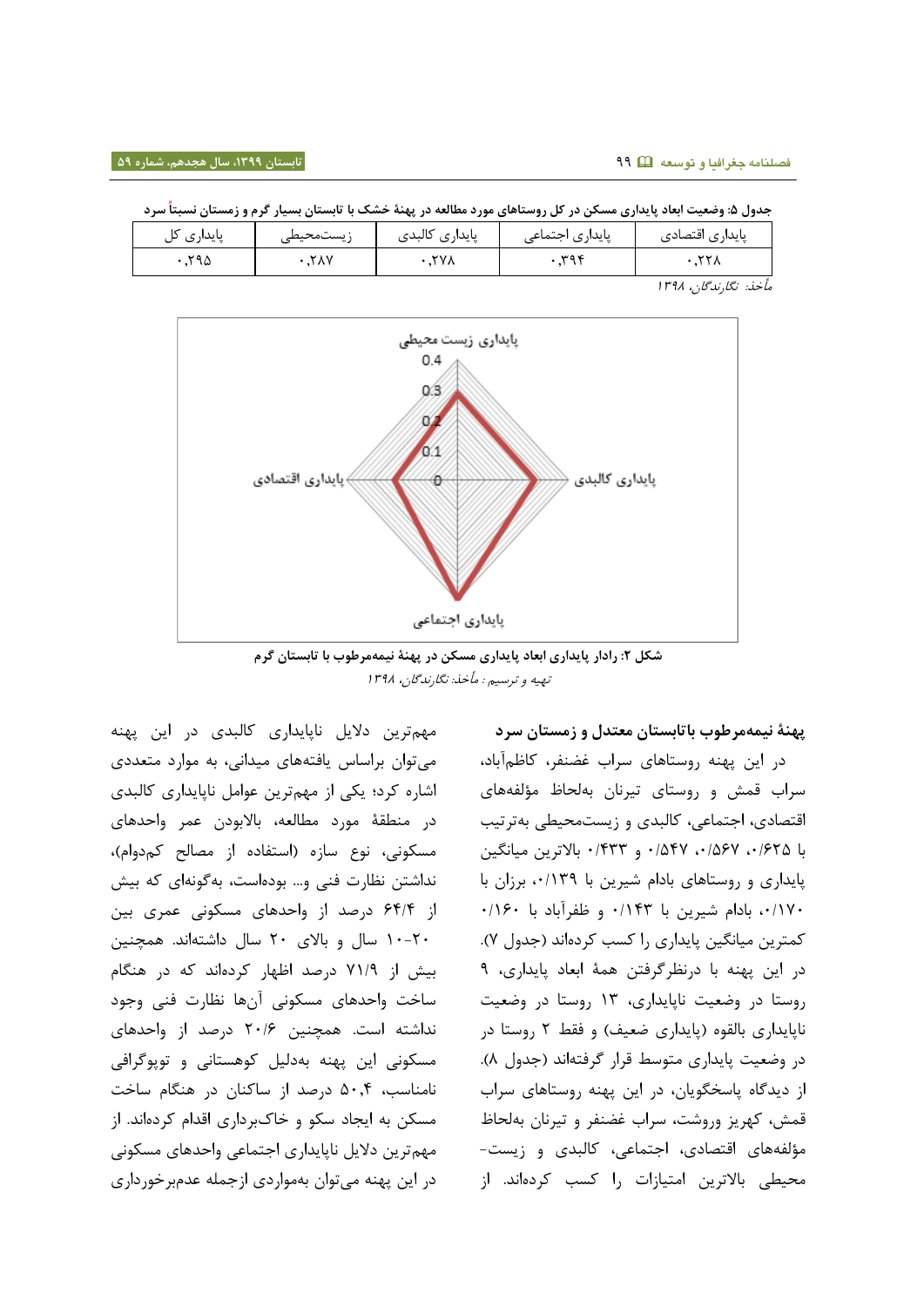جدول ۵: وضعیت ابعاد پایداری مسکن در کل روستاهای مورد مطالعه در پهنهٔ خشک با تابستان بسیار گرم و زمستان نسبتاً سرد

| پایداری اقتصادی | پایداری اجتماعی | پایداری کالبدی | زیست‌محیطی | پایداری کل |
|---|---|---|---|---|
| ۰٫۲۲۸ | ۰٫۳۹۴ | ۰٫۲۷۸ | ۰٫۲۸۷ | ۰٫۲۹۵ |

مأخذ: نگارندگان، ۱۳۹۸

شکل ۲: رادار پایداری ابعاد پایداری مسکن در پهنهٔ نیمه‌مرطوب با تابستان گرم

تهیه و ترسیم: مأخذ: نگارندگان، ۱۳۹۸

**پهنهٔ نیمه‌مرطوب باتابستان معتدل و زمستان سرد**

در این پهنه روستاهای سراب غضنفر، کاظم‌آباد، سراب قمش و روستای تیرنان به‌لحاظ مؤلفه‌های اقتصادی، اجتماعی، کالبدی و زیست‌محیطی به‌ترتیب با ۰/۶۲۵، ۰/۵۶۷، ۰/۵۴۷ و ۰/۴۳۳ بالاترین میانگین پایداری و روستاهای بادام شیرین با ۰/۱۳۹، برزان با ۰/۱۷۰، بادام شیرین با ۰/۱۴۳ و ظفرآباد با ۰/۱۶۰ کمترین میانگین پایداری را کسب کرده‌اند (جدول ۷). در این پهنه با درنظرگرفتن همهٔ ابعاد پایداری، ۹ روستا در وضعیت ناپایداری، ۱۳ روستا در وضعیت ناپایداری بالقوه (پایداری ضعیف) و فقط ۲ روستا در وضعیت پایداری متوسط قرار گرفته‌اند (جدول ۸). از دیدگاه پاسخگویان، در این پهنه روستاهای سراب قمش، کهریز وروشت، سراب غضنفر و تیرنان به‌لحاظ مؤلفه‌های اقتصادی، اجتماعی، کالبدی و زیست-محیطی بالاترین امتیازات را کسب کرده‌اند. از مهم‌ترین دلایل ناپایداری کالبدی در این پهنه می‌توان براساس یافته‌های میدانی، به موارد متعددی اشاره کرد؛ یکی از مهم‌ترین عوامل ناپایداری کالبدی در منطقهٔ مورد مطالعه، بالابودن عمر واحدهای مسکونی، نوع سازه (استفاده از مصالح کم‌دوام)، نداشتن نظارت فنی و... بوده‌است، به‌گونه‌ای که بیش از ۶۴/۴ درصد از واحدهای مسکونی عمری بین ۲۰-۱۰ سال و بالای ۲۰ سال داشته‌اند. همچنین بیش از ۷۱/۹ درصد اظهار کرده‌اند که در هنگام ساخت واحدهای مسکونی آن‌ها نظارت فنی وجود نداشته است. همچنین ۲۰/۶ درصد از واحدهای مسکونی این پهنه به‌دلیل کوهستانی و توپوگرافی نامناسب، ۵۰٫۴ درصد از ساکنان در هنگام ساخت مسکن به ایجاد سکو و خاک‌برداری اقدام کرده‌اند. از مهم‌ترین دلایل ناپایداری اجتماعی واحدهای مسکونی در این پهنه می‌توان به‌مواردی ازجمله عدم‌برخورداری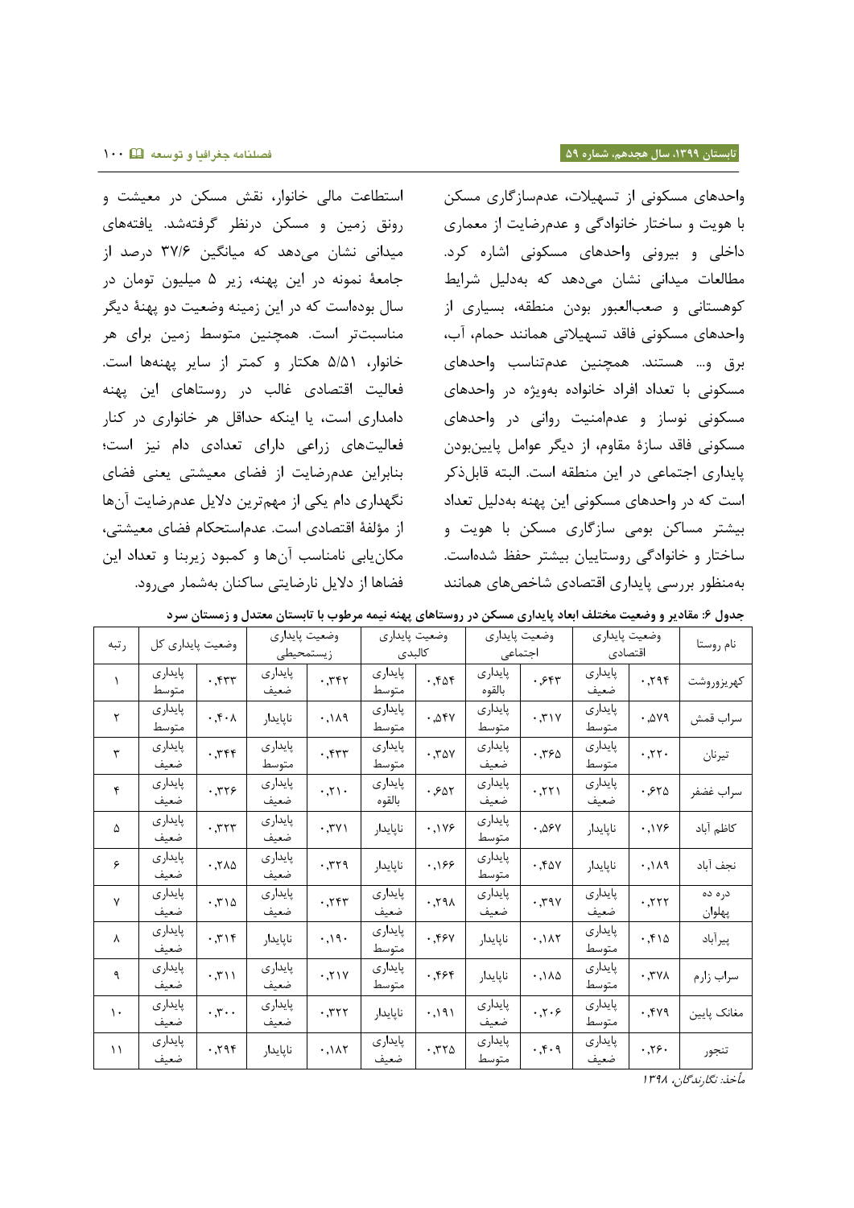واحدهای مسکونی از تسهیلات، عدم‌سازگاری مسکن با هویت و ساختار خانوادگی و عدم‌رضایت از معماری داخلی و بیرونی واحدهای مسکونی اشاره کرد. مطالعات میدانی نشان می‌دهد که به‌دلیل شرایط کوهستانی و صعب‌العبور بودن منطقه، بسیاری از واحدهای مسکونی فاقد تسهیلاتی همانند حمام، آب، برق و... هستند. همچنین عدم‌تناسب واحدهای مسکونی با تعداد افراد خانواده به‌ویژه در واحدهای مسکونی نوساز و عدم‌امنیت روانی در واحدهای مسکونی فاقد سازهٔ مقاوم، از دیگر عوامل پایین‌بودن پایداری اجتماعی در این منطقه است. البته قابل‌ذکر است که در واحدهای مسکونی این پهنه به‌دلیل تعداد بیشتر مساکن بومی سازگاری مسکن با هویت و ساختار و خانوادگی روستاییان بیشتر حفظ شده‌است. به‌منظور بررسی پایداری اقتصادی شاخص‌های همانند استطاعت مالی خانوار، نقش مسکن در معیشت و رونق زمین و مسکن درنظر گرفته‌شد. یافته‌های میدانی نشان می‌دهد که میانگین ۳۷/۶ درصد از جامعهٔ نمونه در این پهنه، زیر ۵ میلیون تومان در سال بوده‌است که در این زمینه وضعیت دو پهنهٔ دیگر مناسب‌تر است. همچنین متوسط زمین برای هر خانوار، ۵/۵۱ هکتار و کمتر از سایر پهنه‌ها است. فعالیت اقتصادی غالب در روستاهای این پهنه دامداری است، یا اینکه حداقل هر خانواری در کنار فعالیت‌های زراعی دارای تعدادی دام نیز است؛ بنابراین عدم‌رضایت از فضای معیشتی یعنی فضای نگهداری دام یکی از مهم‌ترین دلایل عدم‌رضایت آن‌ها از مؤلفهٔ اقتصادی است. عدم‌استحکام فضای معیشتی، مکان‌یابی نامناسب آن‌ها و کمبود زیربنا و تعداد این فضاها از دلایل نارضایتی ساکنان به‌شمار می‌رود.

**جدول ۶: مقادیر و وضعیت مختلف ابعاد پایداری مسکن در روستاهای پهنه نیمه مرطوب با تابستان معتدل و زمستان سرد**

| نام روستا | وضعیت پایداری اقتصادی | | وضعیت پایداری اجتماعی | | وضعیت پایداری کالبدی | | وضعیت پایداری زیستمحیطی | | وضعیت پایداری کل | | رتبه |
|---|---|---|---|---|---|---|---|---|---|---|---|
| کهریزوروشت | ۰,۲۹۴ | پایداری ضعیف | ۰,۶۴۳ | پایداری بالقوه | ۰,۴۵۴ | پایداری متوسط | ۰,۳۴۲ | پایداری ضعیف | ۰,۴۳۳ | پایداری متوسط | ۱ |
| سراب قمش | ۰,۵۷۹ | پایداری متوسط | ۰,۳۱۷ | پایداری متوسط | ۰,۵۴۷ | پایداری متوسط | ۰,۱۸۹ | ناپایدار | ۰,۴۰۸ | پایداری متوسط | ۲ |
| تیرنان | ۰,۲۲۰ | پایداری متوسط | ۰,۳۶۵ | پایداری ضعیف | ۰,۳۵۷ | پایداری متوسط | ۰,۴۳۳ | پایداری متوسط | ۰,۳۴۴ | پایداری ضعیف | ۳ |
| سراب غضفر | ۰,۶۲۵ | پایداری ضعیف | ۰,۲۲۱ | پایداری ضعیف | ۰,۶۵۲ | پایداری بالقوه | ۰,۲۱۰ | پایداری ضعیف | ۰,۳۲۶ | پایداری ضعیف | ۴ |
| کاظم آباد | ۰,۱۷۶ | ناپایدار | ۰,۵۶۷ | پایداری متوسط | ۰,۱۷۶ | ناپایدار | ۰,۳۷۱ | پایداری ضعیف | ۰,۳۲۳ | پایداری ضعیف | ۵ |
| نجف آباد | ۰,۱۸۹ | ناپایدار | ۰,۴۵۷ | پایداری متوسط | ۰,۱۶۶ | ناپایدار | ۰,۳۲۹ | پایداری ضعیف | ۰,۲۸۵ | پایداری ضعیف | ۶ |
| دره ده پهلوان | ۰,۲۲۲ | پایداری ضعیف | ۰,۳۹۷ | پایداری ضعیف | ۰,۲۹۸ | پایداری ضعیف | ۰,۲۴۳ | پایداری ضعیف | ۰,۳۱۵ | پایداری ضعیف | ۷ |
| پیرآباد | ۰,۴۱۵ | پایداری متوسط | ۰,۱۸۲ | ناپایدار | ۰,۴۶۷ | پایداری متوسط | ۰,۱۹۰ | ناپایدار | ۰,۳۱۴ | پایداری ضعیف | ۸ |
| سراب زارم | ۰,۳۷۸ | پایداری متوسط | ۰,۱۸۵ | ناپایدار | ۰,۴۶۴ | پایداری متوسط | ۰,۲۱۷ | پایداری ضعیف | ۰,۳۱۱ | پایداری ضعیف | ۹ |
| مغانک پایین | ۰,۴۷۹ | پایداری متوسط | ۰,۲۰۶ | پایداری ضعیف | ۰,۱۹۱ | ناپایدار | ۰,۳۲۲ | پایداری ضعیف | ۰,۳۰۰ | پایداری ضعیف | ۱۰ |
| تنجور | ۰,۲۶۰ | پایداری ضعیف | ۰,۴۰۹ | پایداری متوسط | ۰,۳۲۵ | پایداری ضعیف | ۰,۱۸۲ | ناپایدار | ۰,۲۹۴ | پایداری ضعیف | ۱۱ |

*مأخذ: نگارندگان، ۱۳۹۸*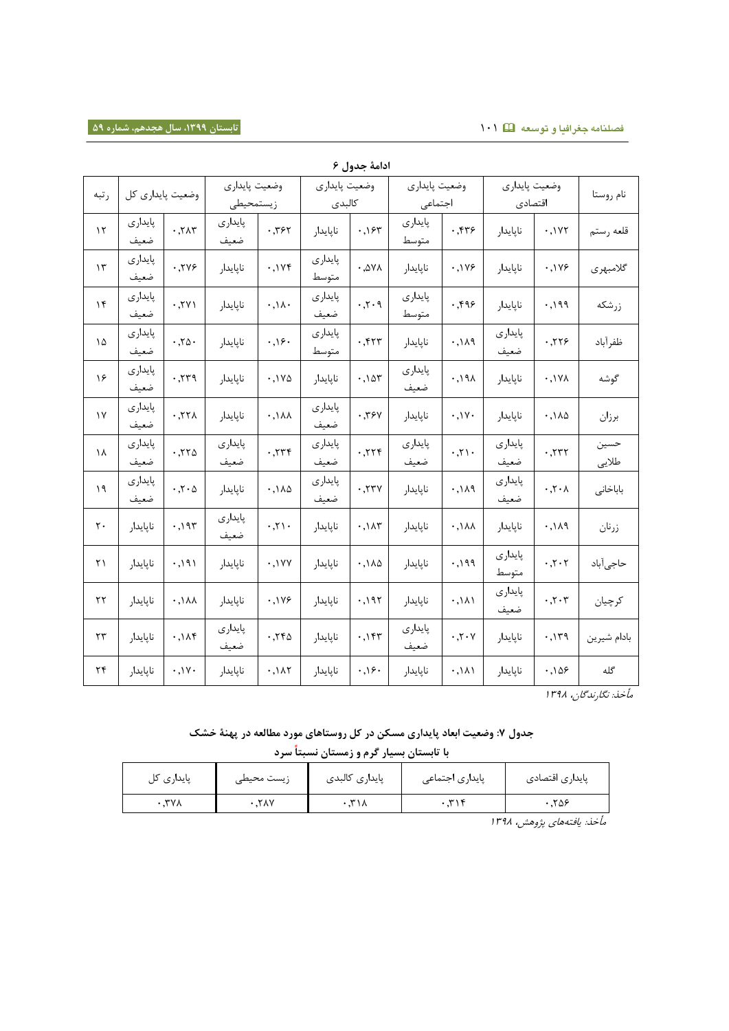ادامهٔ جدول ۶

| نام روستا | وضعیت پایداری اقتصادی | | وضعیت پایداری اجتماعی | | وضعیت پایداری کالبدی | | وضعیت پایداری زیستمحیطی | | وضعیت پایداری کل | | رتبه |
|---|---|---|---|---|---|---|---|---|---|---|---|
| قلعه رستم | ۰٫۱۷۲ | ناپایدار | ۰٫۴۳۶ | پایداری متوسط | ۰٫۱۶۳ | ناپایدار | ۰٫۳۶۲ | پایداری ضعیف | ۰٫۲۸۳ | پایداری ضعیف | ۱۲ |
| گلامبهری | ۰٫۱۷۶ | ناپایدار | ۰٫۱۷۶ | ناپایدار | ۰٫۵۷۸ | پایداری متوسط | ۰٫۱۷۴ | ناپایدار | ۰٫۲۷۶ | پایداری ضعیف | ۱۳ |
| زرشکه | ۰٫۱۹۹ | ناپایدار | ۰٫۴۹۶ | پایداری متوسط | ۰٫۳۰۹ | پایداری ضعیف | ۰٫۱۸۰ | ناپایدار | ۰٫۲۷۱ | پایداری ضعیف | ۱۴ |
| ظفرآباد | ۰٫۲۲۶ | پایداری ضعیف | ۰٫۱۸۹ | ناپایدار | ۰٫۴۲۳ | پایداری متوسط | ۰٫۱۶۰ | ناپایدار | ۰٫۲۵۰ | پایداری ضعیف | ۱۵ |
| گوشه | ۰٫۱۷۸ | ناپایدار | ۰٫۱۹۸ | پایداری ضعیف | ۰٫۱۵۳ | ناپایدار | ۰٫۱۷۵ | ناپایدار | ۰٫۲۳۹ | پایداری ضعیف | ۱۶ |
| برزان | ۰٫۱۸۵ | ناپایدار | ۰٫۱۷۰ | ناپایدار | ۰٫۳۶۷ | پایداری ضعیف | ۰٫۱۸۸ | ناپایدار | ۰٫۲۲۸ | پایداری ضعیف | ۱۷ |
| حسین طلایی | ۰٫۲۳۲ | پایداری ضعیف | ۰٫۲۱۰ | پایداری ضعیف | ۰٫۲۲۴ | پایداری ضعیف | ۰٫۲۳۴ | پایداری ضعیف | ۰٫۲۲۵ | پایداری ضعیف | ۱۸ |
| باباخانی | ۰٫۲۰۸ | پایداری ضعیف | ۰٫۱۸۹ | ناپایدار | ۰٫۲۳۷ | پایداری ضعیف | ۰٫۱۸۵ | ناپایدار | ۰٫۲۰۵ | پایداری ضعیف | ۱۹ |
| زرنان | ۰٫۱۸۹ | ناپایدار | ۰٫۱۸۸ | ناپایدار | ۰٫۱۸۳ | ناپایدار | ۰٫۲۱۰ | پایداری ضعیف | ۰٫۱۹۳ | ناپایدار | ۲۰ |
| حاجیآباد | ۰٫۲۰۲ | پایداری متوسط | ۰٫۱۹۹ | ناپایدار | ۰٫۱۸۵ | ناپایدار | ۰٫۱۷۷ | ناپایدار | ۰٫۱۹۱ | ناپایدار | ۲۱ |
| کرچیان | ۰٫۲۰۳ | پایداری ضعیف | ۰٫۱۸۱ | ناپایدار | ۰٫۱۹۲ | ناپایدار | ۰٫۱۷۶ | ناپایدار | ۰٫۱۸۸ | ناپایدار | ۲۲ |
| بادام شیرین | ۰٫۱۳۹ | ناپایدار | ۰٫۲۰۷ | پایداری ضعیف | ۰٫۱۴۳ | ناپایدار | ۰٫۲۴۵ | پایداری ضعیف | ۰٫۱۸۴ | ناپایدار | ۲۳ |
| گله | ۰٫۱۵۶ | ناپایدار | ۰٫۱۸۱ | ناپایدار | ۰٫۱۶۰ | ناپایدار | ۰٫۱۸۲ | ناپایدار | ۰٫۱۷۰ | ناپایدار | ۲۴ |

*مأخذ: نگارندگان، ۱۳۹۸*

**جدول ۷: وضعیت ابعاد پایداری مسکن در کل روستاهای مورد مطالعه در پهنهٔ خشک با تابستان بسیار گرم و زمستان نسبتاً سرد**

| پایداری اقتصادی | پایداری اجتماعی | پایداری کالبدی | زیست محیطی | پایداری کل |
|---|---|---|---|---|
| ۰٫۲۵۶ | ۰٫۳۱۴ | ۰٫۳۱۸ | ۰٫۲۸۷ | ۰٫۳۷۸ |

*مأخذ: یافتههای پژوهش، ۱۳۹۸*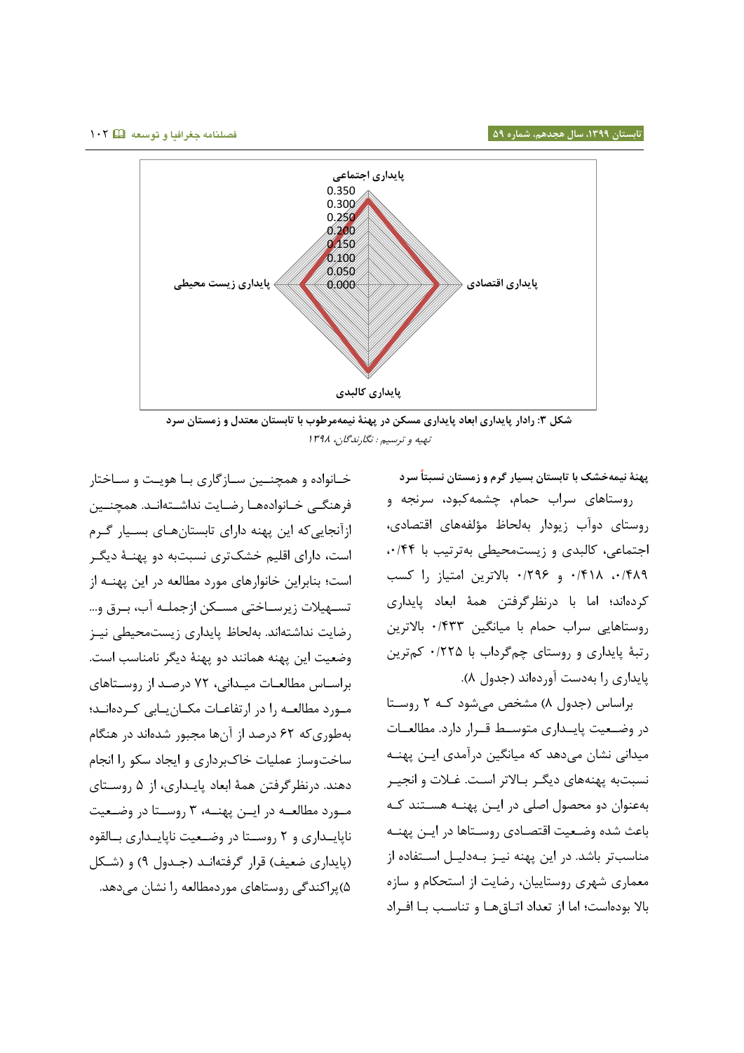پایداری اجتماعی

0.350
0.300
0.250
0.200
0.150
0.100
0.050
0.000

پایداری اقتصادی

پایداری زیست محیطی

پایداری کالبدی

**شکل ۳: رادار پایداری ابعاد پایداری مسکن در پهنهٔ نیمه‌مرطوب با تابستان معتدل و زمستان سرد**

*تهیه و ترسیم: نگارندگان، ۱۳۹۸*

**پهنهٔ نیمه‌خشک با تابستان بسیار گرم و زمستان نسبتاً سرد**

روستاهای سراب حمام، چشمه‌کبود، سرنجه و روستای دوآب زیودار به‌لحاظ مؤلفه‌های اقتصادی، اجتماعی، کالبدی و زیست‌محیطی به‌ترتیب با ۰/۴۴، ۰/۴۸۹، ۰/۴۱۸ و ۰/۲۹۶ بالاترین امتیاز را کسب کرده‌اند؛ اما با درنظرگرفتن همهٔ ابعاد پایداری روستاهایی سراب حمام با میانگین ۰/۴۳۳ بالاترین رتبهٔ پایداری و روستای چم‌گرداب با ۰/۲۲۵ کم‌ترین پایداری را به‌دست آورده‌اند (جدول ۸).

براساس (جدول ۸) مشخص می‌شود که ۲ روستا در وضعیت پایداری متوسط قرار دارد. مطالعات میدانی نشان می‌دهد که میانگین درآمدی این پهنه نسبت‌به پهنه‌های دیگر بالاتر است. غلات و انجیر به‌عنوان دو محصول اصلی در این پهنه هستند که باعث شده وضعیت اقتصادی روستاها در این پهنه مناسب‌تر باشد. در این پهنه نیز به‌دلیل استفاده از معماری شهری روستاییان، رضایت از استحکام و سازه بالا بوده‌است؛ اما از تعداد اتاق‌ها و تناسب با افراد خانواده و همچنین سازگاری با هویت و ساختار فرهنگی خانواده‌ها رضایت نداشته‌اند. همچنین ازآنجایی‌که این پهنه دارای تابستان‌های بسیار گرم است، دارای اقلیم خشک‌تری نسبت‌به دو پهنهٔ دیگر است؛ بنابراین خانوارهای مورد مطالعه در این پهنه از تسهیلات زیرساختی مسکن ازجمله آب، برق و... رضایت نداشته‌اند. به‌لحاظ پایداری زیست‌محیطی نیز وضعیت این پهنه همانند دو پهنهٔ دیگر نامناسب است. براساس مطالعات میدانی، ۷۲ درصد از روستاهای مورد مطالعه را در ارتفاعات مکان‌یابی کرده‌اند؛ به‌طوری‌که ۶۲ درصد از آن‌ها مجبور شده‌اند در هنگام ساخت‌وساز عملیات خاک‌برداری و ایجاد سکو را انجام دهند. درنظرگرفتن همهٔ ابعاد پایداری، از ۵ روستای مورد مطالعه در این پهنه، ۳ روستا در وضعیت ناپایداری و ۲ روستا در وضعیت ناپایداری بالقوه (پایداری ضعیف) قرار گرفته‌اند (جدول ۹) و (شکل ۵)پراکندگی روستاهای موردمطالعه را نشان می‌دهد.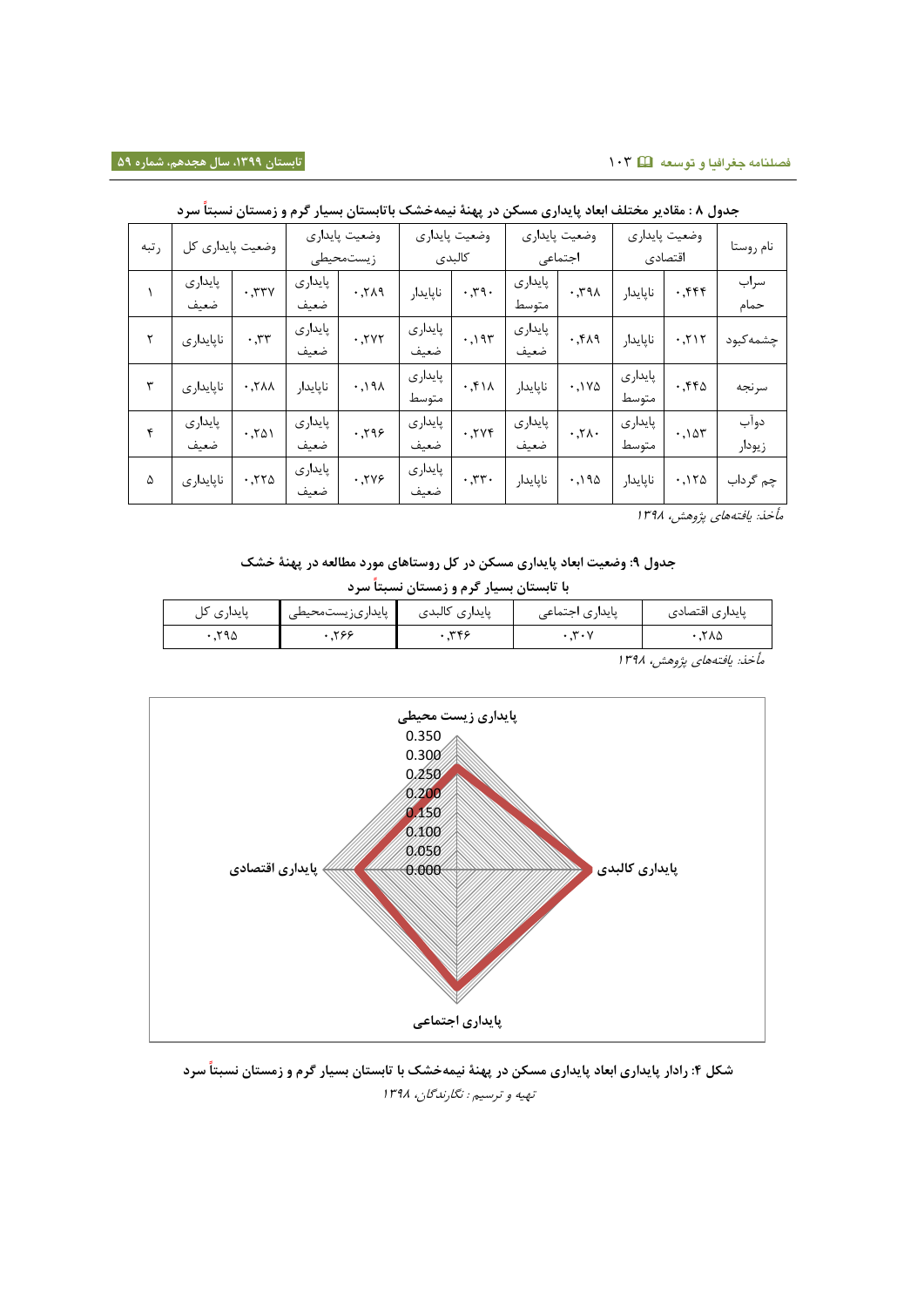جدول ۸ : مقادیر مختلف ابعاد پایداری مسکن در پهنهٔ نیمه‌خشک باتابستان بسیار گرم و زمستان نسبتاً سرد

| نام روستا | وضعیت پایداری اقتصادی | | وضعیت پایداری اجتماعی | | وضعیت پایداری کالبدی | | وضعیت پایداری زیست‌محیطی | | وضعیت پایداری کل | | رتبه |
|---|---|---|---|---|---|---|---|---|---|---|---|
| سراب حمام | ۰,۴۴۴ | ناپایدار | ۰,۳۹۸ | پایداری متوسط | ۰,۳۹۰ | ناپایدار | ۰,۲۸۹ | پایداری ضعیف | ۰,۳۳۷ | پایداری ضعیف | ۱ |
| چشمه‌کبود | ۰,۲۱۲ | ناپایدار | ۰,۴۸۹ | پایداری ضعیف | ۰,۱۹۳ | پایداری ضعیف | ۰,۲۷۲ | پایداری ضعیف | ۰,۳۳ | ناپایداری | ۲ |
| سرنجه | ۰,۴۴۵ | پایداری متوسط | ۰,۱۷۵ | ناپایدار | ۰,۴۱۸ | پایداری متوسط | ۰,۱۹۸ | ناپایدار | ۰,۲۸۸ | ناپایداری | ۳ |
| دوآب زیودار | ۰,۱۵۳ | پایداری متوسط | ۰,۲۸۰ | پایداری ضعیف | ۰,۲۷۴ | پایداری ضعیف | ۰,۲۹۶ | پایداری ضعیف | ۰,۲۵۱ | پایداری ضعیف | ۴ |
| چم گرداب | ۰,۱۲۵ | ناپایدار | ۰,۱۹۵ | ناپایدار | ۰,۳۳۰ | پایداری ضعیف | ۰,۲۷۶ | پایداری ضعیف | ۰,۲۲۵ | ناپایداری | ۵ |

*مأخذ: یافته‌های پژوهش، ۱۳۹۸*

جدول ۹: وضعیت ابعاد پایداری مسکن در کل روستاهای مورد مطالعه در پهنهٔ خشک با تابستان بسیار گرم و زمستان نسبتاً سرد

| پایداری اقتصادی | پایداری اجتماعی | پایداری کالبدی | پایداری‌زیست‌محیطی | پایداری کل |
|---|---|---|---|---|
| ۰,۲۸۵ | ۰,۳۰۷ | ۰,۳۴۶ | ۰,۲۶۶ | ۰,۲۹۵ |

*مأخذ: یافته‌های پژوهش، ۱۳۹۸*

شکل ۴: رادار پایداری ابعاد پایداری مسکن در پهنهٔ نیمه‌خشک با تابستان بسیار گرم و زمستان نسبتاً سرد

*تهیه و ترسیم: نگارندگان، ۱۳۹۸*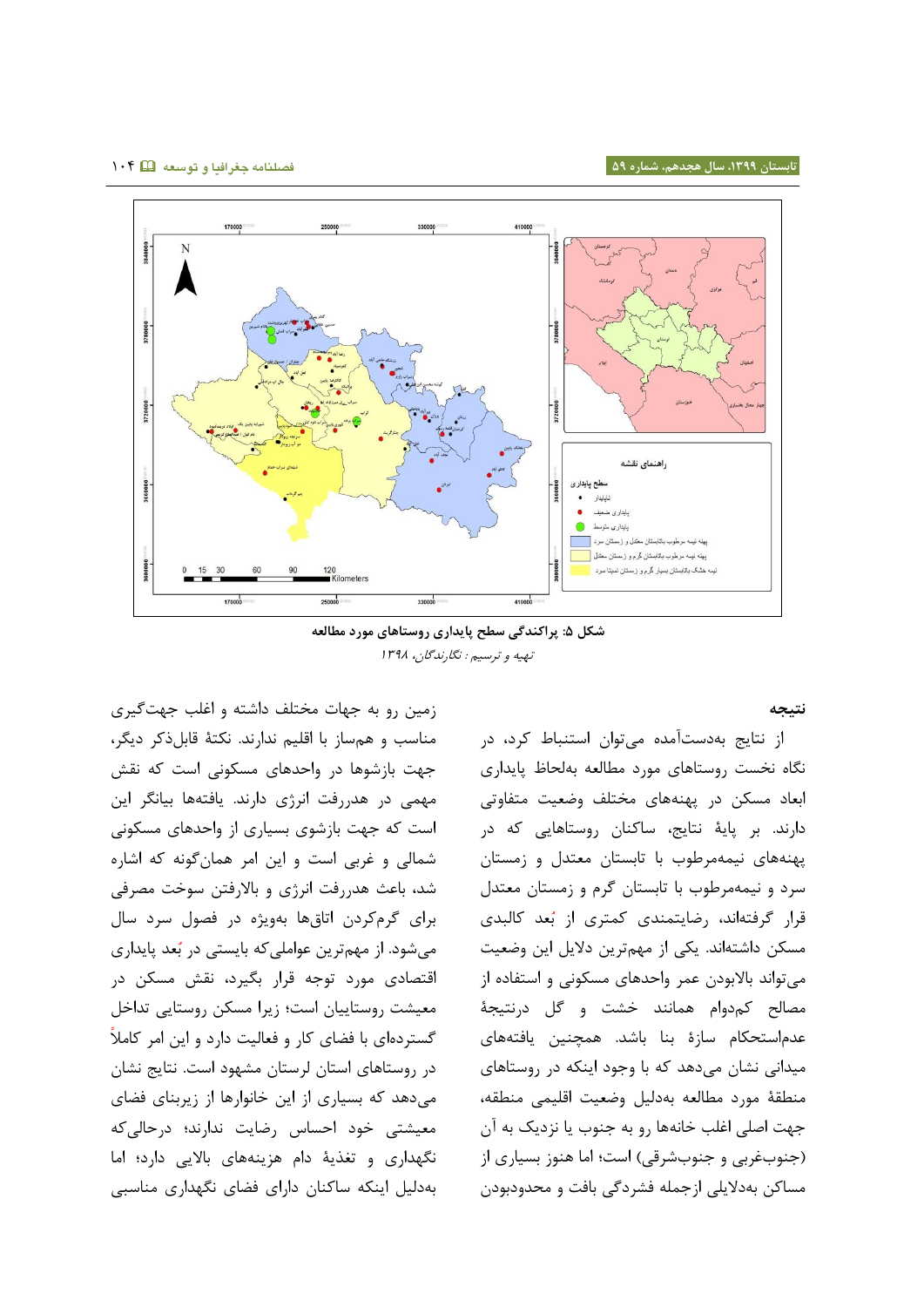شکل ۵: پراکندگی سطح پایداری روستاهای مورد مطالعه

*تهیه و ترسیم: نگارندگان، ۱۳۹۸*

## نتیجه

از نتایج بدست‌آمده می‌توان استنباط کرد، در نگاه نخست روستاهای مورد مطالعه به‌لحاظ پایداری ابعاد مسکن در پهنه‌های مختلف وضعیت متفاوتی دارند. بر پایهٔ نتایج، ساکنان روستاهایی که در پهنه‌های نیمه‌مرطوب با تابستان معتدل و زمستان سرد و نیمه‌مرطوب با تابستان گرم و زمستان معتدل قرار گرفته‌اند، رضایتمندی کمتری از بُعد کالبدی مسکن داشته‌اند. یکی از مهم‌ترین دلایل این وضعیت می‌تواند بالابودن عمر واحدهای مسکونی و استفاده از مصالح کم‌دوام همانند خشت و گل درنتیجهٔ عدم‌استحکام سازهٔ بنا باشد. همچنین یافته‌های میدانی نشان می‌دهد که با وجود اینکه در روستاهای منطقهٔ مورد مطالعه به‌دلیل وضعیت اقلیمی منطقه، جهت اصلی اغلب خانه‌ها رو به جنوب یا نزدیک به آن (جنوب‌غربی و جنوب‌شرقی) است؛ اما هنوز بسیاری از مساکن به‌دلایلی ازجمله فشردگی بافت و محدودبودن زمین رو به جهات مختلف داشته و اغلب جهت‌گیری مناسب و هم‌ساز با اقلیم ندارند. نکتهٔ قابل‌ذکر دیگر، جهت بازشوها در واحدهای مسکونی است که نقش مهمی در هدررفت انرژی دارند. یافته‌ها بیانگر این است که جهت بازشوی بسیاری از واحدهای مسکونی شمالی و غربی است و این امر همان‌گونه که اشاره شد، باعث هدررفت انرژی و بالارفتن سوخت مصرفی برای گرم‌کردن اتاق‌ها به‌ویژه در فصول سرد سال می‌شود. از مهم‌ترین عواملی‌که بایستی در بُعد پایداری اقتصادی مورد توجه قرار بگیرد، نقش مسکن در معیشت روستاییان است؛ زیرا مسکن روستایی تداخل گسترده‌ای با فضای کار و فعالیت دارد و این امر کاملاً در روستاهای استان لرستان مشهود است. نتایج نشان می‌دهد که بسیاری از این خانوارها از زیربنای فضای معیشتی خود احساس رضایت ندارند؛ درحالی‌که نگهداری و تغذیهٔ دام هزینه‌های بالایی دارد؛ اما به‌دلیل اینکه ساکنان دارای فضای نگهداری مناسبی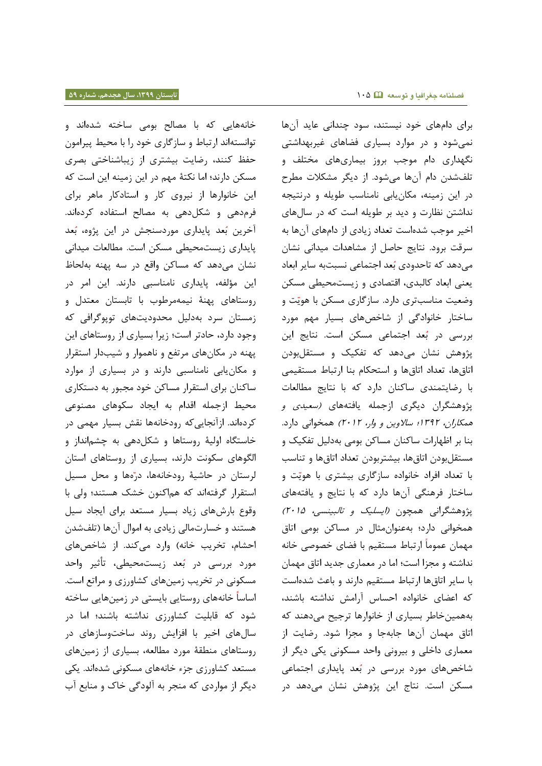برای دام‌های خود نیستند، سود چندانی عاید آن‌ها نمی‌شود و در موارد بسیاری فضاهای غیربهداشتی نگهداری دام موجب بروز بیماری‌های مختلف و تلف‌شدن دام آن‌ها می‌شود. از دیگر مشکلات مطرح در این زمینه، مکان‌یابی نامناسب طویله و درنتیجه نداشتن نظارت و دید بر طویله است که در سال‌های اخیر موجب شده‌است تعداد زیادی از دام‌های آن‌ها به سرقت برود. نتایج حاصل از مشاهدات میدانی نشان می‌دهد که تاحدودی بُعد اجتماعی نسبت‌به سایر ابعاد یعنی ابعاد کالبدی، اقتصادی و زیست‌محیطی مسکن وضعیت مناسب‌تری دارد. سازگاری مسکن با هویّت و ساختار خانوادگی از شاخص‌های بسیار مهم مورد بررسی در بُعد اجتماعی مسکن است. نتایج این پژوهش نشان می‌دهد که تفکیک و مستقل‌بودن اتاق‌ها، تعداد اتاق‌ها و استحکام بنا ارتباط مستقیمی با رضایتمندی ساکنان دارد که با نتایج مطالعات پژوهشگران دیگری ازجمله یافته‌های *(سعیدی و همکاران، ۱۳۹۲؛ سالاوین و وار، ۲۰۱۲)* همخوانی دارد. بنا بر اظهارات ساکنان مساکن بومی به‌دلیل تفکیک و مستقل‌بودن اتاق‌ها، بیشتربودن تعداد اتاق‌ها و تناسب با تعداد افراد خانواده سازگاری بیشتری با هویّت و ساختار فرهنگی آن‌ها دارد که با نتایج و یافته‌های پژوهشگرانی همچون *(ایسلیک و تالبینسی، ۲۰۱۵)* همخوانی دارد؛ به‌عنوان‌مثال در مساکن بومی اتاق مهمان عموماً ارتباط مستقیم با فضای خصوصی خانه نداشته و مجزا است؛ اما در معماری جدید اتاق مهمان با سایر اتاق‌ها ارتباط مستقیم دارند و باعث شده‌است که اعضای خانواده احساس آرامش نداشته باشند، به‌همین‌خاطر بسیاری از خانوارها ترجیح می‌دهند که اتاق مهمان آن‌ها جابه‌جا و مجزا شود. رضایت از معماری داخلی و بیرونی واحد مسکونی یکی دیگر از شاخص‌های مورد بررسی در بُعد پایداری اجتماعی مسکن است. نتاج این پژوهش نشان می‌دهد در خانه‌هایی که با مصالح بومی ساخته شده‌اند و توانسته‌اند ارتباط و سازگاری خود را با محیط پیرامون حفظ کنند، رضایت بیشتری از زیباشناختی بصری مسکن دارند؛ اما نکتهٔ مهم در این زمینه این است که این خانوارها از نیروی کار و استادکار ماهر برای فرم‌دهی و شکل‌دهی به مصالح استفاده کرده‌اند. آخرین بُعد پایداری موردسنجش در این پژوه، بُعد پایداری زیست‌محیطی مسکن است. مطالعات میدانی نشان می‌دهد که مساکن واقع در سه پهنه به‌لحاظ این مؤلفه، پایداری نامناسبی دارند. این امر در روستاهای پهنهٔ نیمه‌مرطوب با تابستان معتدل و زمستان سرد به‌دلیل محدودیت‌های توپوگرافی که وجود دارد، حادتر است؛ زیرا بسیاری از روستاهای این پهنه در مکان‌های مرتفع و ناهموار و شیب‌دار استقرار و مکان‌یابی نامناسبی دارند و در بسیاری از موارد ساکنان برای استقرار مساکن خود مجبور به دستکاری محیط ازجمله اقدام به ایجاد سکوهای مصنوعی کرده‌اند. ازآنجایی‌که رودخانه‌ها نقش بسیار مهمی در خاستگاه اولیهٔ روستاها و شکل‌دهی به چشم‌انداز و الگوهای سکونت دارند، بسیاری از روستاهای استان لرستان در حاشیهٔ رودخانه‌ها، درّه‌ها و محل مسیل استقرار گرفته‌اند که هم‌اکنون خشک هستند؛ ولی با وقوع بارش‌های زیاد بسیار مستعد برای ایجاد سیل هستند و خسارت‌مالی زیادی به اموال آن‌ها (تلف‌شدن احشام، تخریب خانه) وارد می‌کند. از شاخص‌های مورد بررسی در بُعد زیست‌محیطی، تأثیر واحد مسکونی در تخریب زمین‌های کشاورزی و مراتع است. اساساً خانه‌های روستایی بایستی در زمین‌هایی ساخته شود که قابلیت کشاورزی نداشته باشند؛ اما در سال‌های اخیر با افزایش روند ساخت‌وسازهای در روستاهای منطقهٔ مورد مطالعه، بسیاری از زمین‌های مستعد کشاورزی جزء خانه‌های مسکونی شده‌اند. یکی دیگر از مواردی که منجر به آلودگی خاک و منابع آب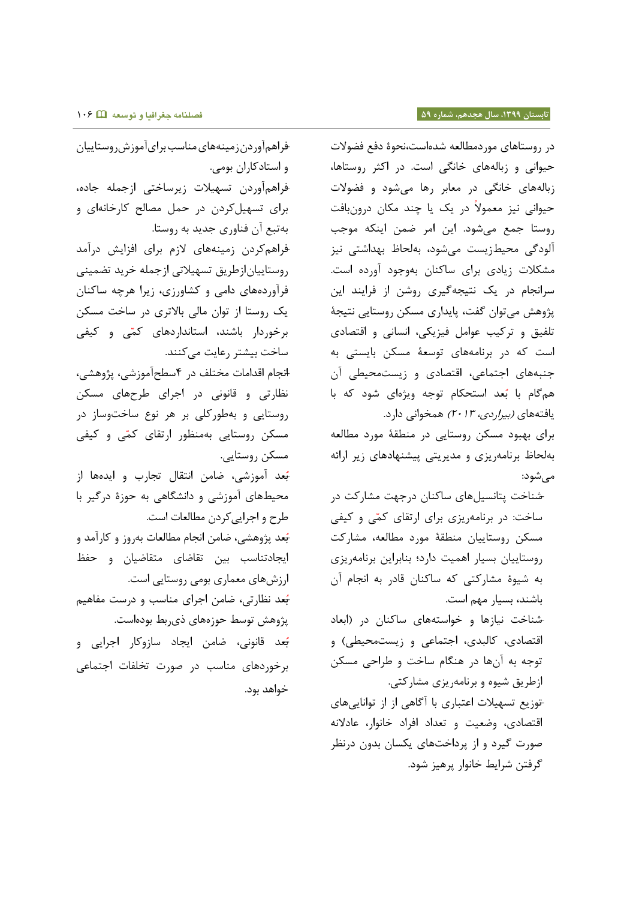در روستاهای موردمطالعه شده‌است،نحوۀ دفع فضولات حیوانی و زباله‌های خانگی است. در اکثر روستاها، زباله‌های خانگی در معابر رها می‌شود و فضولات حیوانی نیز معمولاً در یک یا چند مکان درون‌بافت روستا جمع می‌شود. این امر ضمن اینکه موجب آلودگی محیط‌زیست می‌شود، به‌لحاظ بهداشتی نیز مشکلات زیادی برای ساکنان به‌وجود آورده است. سرانجام در یک نتیجه‌گیری روشن از فرایند این پژوهش می‌توان گفت، پایداری مسکن روستایی نتیجۀ تلفیق و ترکیب عوامل فیزیکی، انسانی و اقتصادی است که در برنامه‌های توسعۀ مسکن بایستی به جنبه‌های اجتماعی، اقتصادی و زیست‌محیطی آن هم‌گام با بُعد استحکام توجه ویژه‌ای شود که با یافته‌های *(بیراردی، ۲۰۱۳)* همخوانی دارد.

برای بهبود مسکن روستایی در منطقۀ مورد مطالعه به‌لحاظ برنامه‌ریزی و مدیریتی پیشنهادهای زیر ارائه می‌شود:

- شناخت پتانسیل‌های ساکنان درجهت مشارکت در ساخت: در برنامه‌ریزی برای ارتقای کمّی و کیفی مسکن روستاییان منطقۀ مورد مطالعه، مشارکت روستاییان بسیار اهمیت دارد؛ بنابراین برنامه‌ریزی به شیوۀ مشارکتی که ساکنان قادر به انجام آن باشند، بسیار مهم است.
- شناخت نیازها و خواسته‌های ساکنان در (ابعاد اقتصادی، کالبدی، اجتماعی و زیست‌محیطی) و توجه به آن‌ها در هنگام ساخت و طراحی مسکن ازطریق شیوه و برنامه‌ریزی مشارکتی.
- توزیع تسهیلات اعتباری با آگاهی از از توانایی‌های اقتصادی، وضعیت و تعداد افراد خانوار، عادلانه صورت گیرد و از پرداخت‌های یکسان بدون درنظر گرفتن شرایط خانوار پرهیز شود.
- فراهم‌آوردن زمینه‌های مناسب برای‌آموزش‌روستاییان و استادکاران بومی.
- فراهم‌آوردن تسهیلات زیرساختی ازجمله جاده، برای تسهیل‌کردن در حمل مصالح کارخانه‌ای و به‌تبع آن فناوری جدید به روستا.
- فراهم‌کردن زمینه‌های لازم برای افزایش درآمد روستاییان‌ازطریق تسهیلاتی ازجمله خرید تضمینی فرآورده‌های دامی و کشاورزی، زیرا هرچه ساکنان یک روستا از توان مالی بالاتری در ساخت مسکن برخوردار باشند، استانداردهای کمّی و کیفی ساخت بیشتر رعایت می‌کنند.
- انجام اقدامات مختلف در ۴سطح‌آموزشی، پژوهشی، نظارتی و قانونی در اجرای طرح‌های مسکن روستایی و به‌طورکلی بر هر نوع ساخت‌وساز در مسکن روستایی به‌منظور ارتقای کمّی و کیفی مسکن روستایی.
- بُعد آموزشی، ضامن انتقال تجارب و ایده‌ها از محیط‌های آموزشی و دانشگاهی به حوزۀ درگیر با طرح و اجرایی‌کردن مطالعات است.
- بُعد پژوهشی، ضامن انجام مطالعات به‌روز و کارآمد و ایجادتناسب بین تقاضای متقاضیان و حفظ ارزش‌های معماری بومی روستایی است.
- بُعد نظارتی، ضامن اجرای مناسب و درست مفاهیم پژوهش توسط حوزه‌های ذی‌ربط بوده‌است.
- بُعد قانونی، ضامن ایجاد سازوکار اجرایی و برخوردهای مناسب در صورت تخلفات اجتماعی خواهد بود.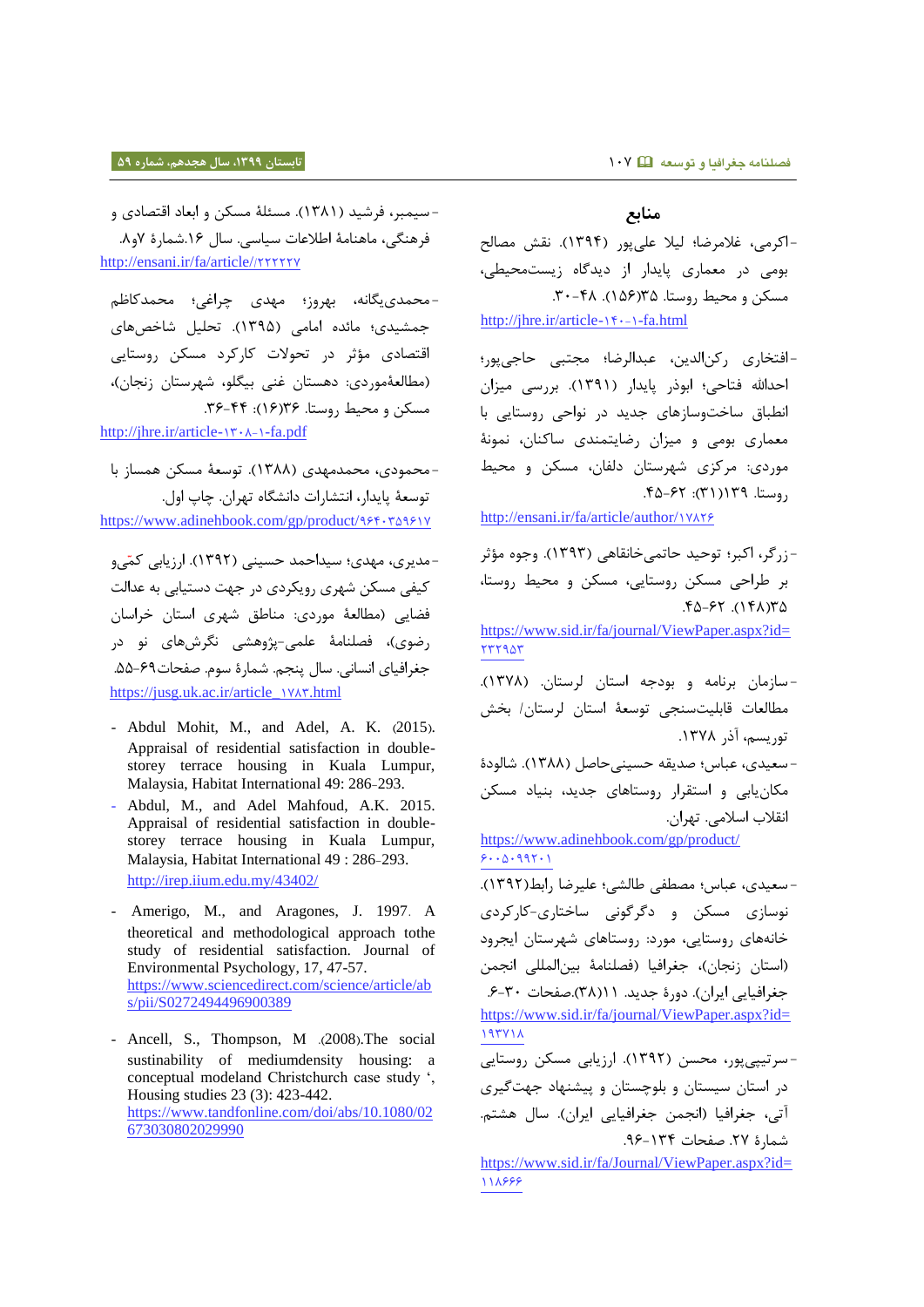## منابع

- اکرمی، غلامرضا؛ لیلا علی‌پور (۱۳۹۴). نقش مصالح بومی در معماری پایدار از دیدگاه زیست‌محیطی، مسکن و محیط روستا. ۳۵(۱۵۶). ۴۸-۳۰.
http://jhre.ir/article-۱۴۰-۱-fa.html

- افتخاری رکن‌الدین، عبدالرضا؛ مجتبی حاجی‌پور؛ احدالله فتاحی؛ ابوذر پایدار (۱۳۹۱). بررسی میزان انطباق ساخت‌وسازهای جدید در نواحی روستایی با معماری بومی و میزان رضایتمندی ساکنان، نمونهٔ موردی: مرکزی شهرستان دلفان، مسکن و محیط روستا. ۱۳۹(۳۱): ۶۲-۴۵.
http://ensani.ir/fa/article/author/۱۷۸۲۶

- زرگر، اکبر؛ توحید حاتمی‌خانقاهی (۱۳۹۳). وجوه مؤثر بر طراحی مسکن روستایی، مسکن و محیط روستا، ۳۵(۱۴۸). ۶۲-۴۵.
https://www.sid.ir/fa/journal/ViewPaper.aspx?id=۲۳۲۹۵۳

- سازمان برنامه و بودجه استان لرستان. (۱۳۷۸). مطالعات قابلیت‌سنجی توسعهٔ استان لرستان/ بخش توریسم، آذر ۱۳۷۸.

- سعیدی، عباس؛ صدیقه حسینی‌حاصل (۱۳۸۸). شالودهٔ مکان‌یابی و استقرار روستاهای جدید، بنیاد مسکن انقلاب اسلامی. تهران.
https://www.adinehbook.com/gp/product/۶۰۰۵۰۹۹۲۰۱

- سعیدی، عباس؛ مصطفی طالشی؛ علیرضا رابط(۱۳۹۲). نوسازی مسکن و دگرگونی ساختاری-کارکردی خانه‌های روستایی، مورد: روستاهای شهرستان ایجرود (استان زنجان)، جغرافیا (فصلنامهٔ بین‌المللی انجمن جغرافیایی ایران). دورهٔ جدید. ۱۱(۳۸).صفحات ۳۰-۶.
https://www.sid.ir/fa/journal/ViewPaper.aspx?id=۱۹۳۷۱۸

- سرتیپی‌پور، محسن (۱۳۹۲). ارزیابی مسکن روستایی در استان سیستان و بلوچستان و پیشنهاد جهت‌گیری آتی، جغرافیا (انجمن جغرافیایی ایران). سال هشتم. شمارهٔ ۲۷. صفحات ۱۳۴-۹۶.
https://www.sid.ir/fa/Journal/ViewPaper.aspx?id=۱۱۸۶۶۶

- سیمبر، فرشید (۱۳۸۱). مسئلهٔ مسکن و ابعاد اقتصادی و فرهنگی، ماهنامهٔ اطلاعات سیاسی. سال ۱۶.شمارهٔ ۷و۸.
http://ensani.ir/fa/article//۲۲۲۲۲۷

- محمدی‌یگانه، بهروز؛ مهدی چراغی؛ محمدکاظم جمشیدی؛ مائده امامی (۱۳۹۵). تحلیل شاخص‌های اقتصادی مؤثر در تحولات کارکرد مسکن روستایی (مطالعهٔ‌موردی: دهستان غنی بیگلو، شهرستان زنجان)، مسکن و محیط روستا. ۳۶(۱۶): ۴۴-۳۶.
http://jhre.ir/article-۱۳۰۸-۱-fa.pdf

- محمودی، محمدمهدی (۱۳۸۸). توسعهٔ مسکن همساز با توسعهٔ پایدار، انتشارات دانشگاه تهران. چاپ اول.
https://www.adinehbook.com/gp/product/۹۶۴۰۳۵۹۶۱۷

- مدیری، مهدی؛ سیداحمد حسینی (۱۳۹۲). ارزیابی کمّی‌و کیفی مسکن شهری رویکردی در جهت دستیابی به عدالت فضایی (مطالعهٔ موردی: مناطق شهری استان خراسان رضوی)، فصلنامهٔ علمی-پژوهشی نگرش‌های نو در جغرافیای انسانی. سال پنجم. شمارهٔ سوم. صفحات۶۹-۵۵.
https://jusg.uk.ac.ir/article_۱۷۸۳.html

- Abdul Mohit, M., and Adel, A. K. (2015). Appraisal of residential satisfaction in double-storey terrace housing in Kuala Lumpur, Malaysia, Habitat International 49: 286-293.
- Abdul, M., and Adel Mahfoud, A.K. 2015. Appraisal of residential satisfaction in double-storey terrace housing in Kuala Lumpur, Malaysia, Habitat International 49 : 286-293.
http://irep.iium.edu.my/43402/
- Amerigo, M., and Aragones, J. 1997. A theoretical and methodological approach tothe study of residential satisfaction. Journal of Environmental Psychology, 17, 47-57.
https://www.sciencedirect.com/science/article/abs/pii/S0272494496900389
- Ancell, S., Thompson, M .(2008).The social sustainability of mediumdensity housing: a conceptual modeland Christchurch case study ', Housing studies 23 (3): 423-442.
https://www.tandfonline.com/doi/abs/10.1080/02673030802029990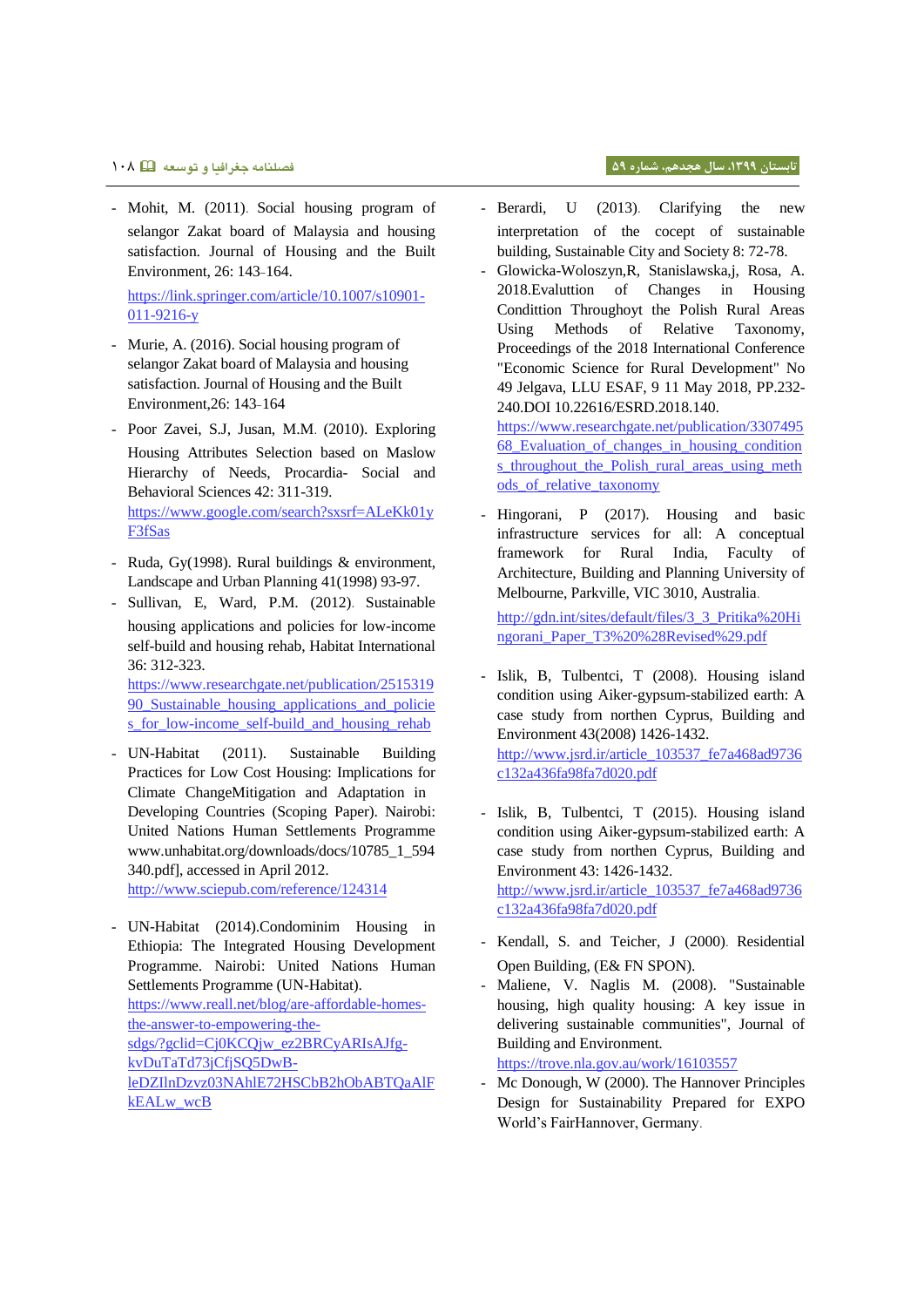- Mohit, M. (2011). Social housing program of selangor Zakat board of Malaysia and housing satisfaction. Journal of Housing and the Built Environment, 26: 143-164.
  https://link.springer.com/article/10.1007/s10901-011-9216-y
- Murie, A. (2016). Social housing program of selangor Zakat board of Malaysia and housing satisfaction. Journal of Housing and the Built Environment,26: 143-164
- Poor Zavei, S.J, Jusan, M.M. (2010). Exploring Housing Attributes Selection based on Maslow Hierarchy of Needs, Procardia- Social and Behavioral Sciences 42: 311-319.
  https://www.google.com/search?sxsrf=ALeKk01yF3fSas
- Ruda, Gy(1998). Rural buildings & environment, Landscape and Urban Planning 41(1998) 93-97.
- Sullivan, E, Ward, P.M. (2012). Sustainable housing applications and policies for low-income self-build and housing rehab, Habitat International 36: 312-323.
  https://www.researchgate.net/publication/251531990_Sustainable_housing_applications_and_policies_for_low-income_self-build_and_housing_rehab
- UN-Habitat (2011). Sustainable Building Practices for Low Cost Housing: Implications for Climate ChangeMitigation and Adaptation in Developing Countries (Scoping Paper). Nairobi: United Nations Human Settlements Programme www.unhabitat.org/downloads/docs/10785_1_594340.pdf], accessed in April 2012.
  http://www.sciepub.com/reference/124314
- UN-Habitat (2014).Condominim Housing in Ethiopia: The Integrated Housing Development Programme. Nairobi: United Nations Human Settlements Programme (UN-Habitat).
  https://www.reall.net/blog/are-affordable-homes-the-answer-to-empowering-the-sdgs/?gclid=Cj0KCQjw_ez2BRCyARIsAJfg-kvDuTaTd73jCfjSQ5DwB-leDZIlnDzvz03NAhlE72HSCbB2hObABTQaAlFkEALw_wcB
- Berardi, U (2013). Clarifying the new interpretation of the cocept of sustainable building, Sustainable City and Society 8: 72-78.
- Glowicka-Woloszyn,R, Stanislawska,j, Rosa, A. 2018.Evaluttion of Changes in Housing Condittion Throughoyt the Polish Rural Areas Using Methods of Relative Taxonomy, Proceedings of the 2018 International Conference "Economic Science for Rural Development" No 49 Jelgava, LLU ESAF, 9 11 May 2018, PP.232-240.DOI 10.22616/ESRD.2018.140.
  https://www.researchgate.net/publication/330749568_Evaluation_of_changes_in_housing_condition_s_throughout_the_Polish_rural_areas_using_methods_of_relative_taxonomy
- Hingorani, P (2017). Housing and basic infrastructure services for all: A conceptual framework for Rural India, Faculty of Architecture, Building and Planning University of Melbourne, Parkville, VIC 3010, Australia.
  http://gdn.int/sites/default/files/3_3_Pritika%20Hingorani_Paper_T3%20%28Revised%29.pdf
- Islik, B, Tulbentci, T (2008). Housing island condition using Aiker-gypsum-stabilized earth: A case study from northen Cyprus, Building and Environment 43(2008) 1426-1432.
  http://www.jsrd.ir/article_103537_fe7a468ad9736c132a436fa98fa7d020.pdf
- Islik, B, Tulbentci, T (2015). Housing island condition using Aiker-gypsum-stabilized earth: A case study from northen Cyprus, Building and Environment 43: 1426-1432.
  http://www.jsrd.ir/article_103537_fe7a468ad9736c132a436fa98fa7d020.pdf
- Kendall, S. and Teicher, J (2000). Residential Open Building, (E& FN SPON).
- Maliene, V. Naglis M. (2008). "Sustainable housing, high quality housing: A key issue in delivering sustainable communities", Journal of Building and Environment.
  https://trove.nla.gov.au/work/16103557
- Mc Donough, W (2000). The Hannover Principles Design for Sustainability Prepared for EXPO World's FairHannover, Germany.